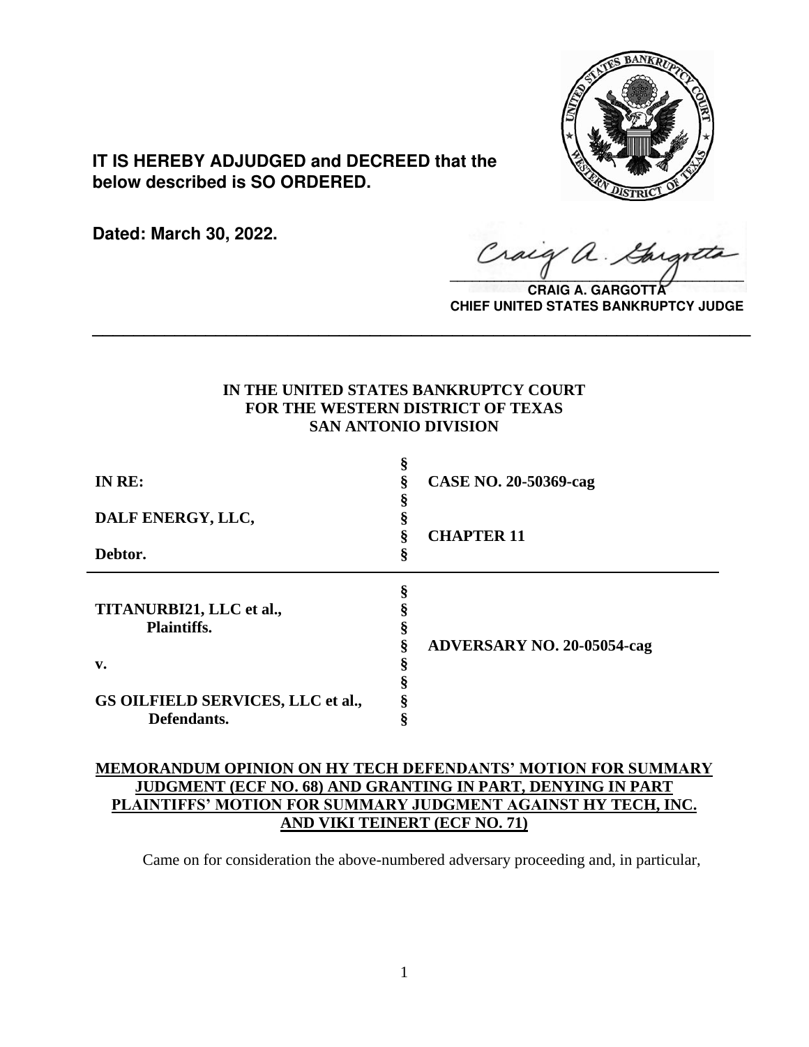**IT IS HEREBY ADJUDGED and DECREED that the below described is SO ORDERED.**

**Dated: March 30, 2022.**

**CRAIG A. GARGOTTA**
**CHIEF UNITED STATES BANKRUPTCY JUDGE**

---

**IN THE UNITED STATES BANKRUPTCY COURT**
**FOR THE WESTERN DISTRICT OF TEXAS**
**SAN ANTONIO DIVISION**

| | | |
|---|---|---|
| **IN RE:** | § | **CASE NO. 20-50369-cag** |
| **DALF ENERGY, LLC,** | § | **CHAPTER 11** |
| **Debtor.** | § | |

| | | |
|---|---|---|
| **TITANURBI21, LLC et al., Plaintiffs.** | § | **ADVERSARY NO. 20-05054-cag** |
| **v.** | § | |
| **GS OILFIELD SERVICES, LLC et al., Defendants.** | § | |

**MEMORANDUM OPINION ON HY TECH DEFENDANTS' MOTION FOR SUMMARY JUDGMENT (ECF NO. 68) AND GRANTING IN PART, DENYING IN PART PLAINTIFFS' MOTION FOR SUMMARY JUDGMENT AGAINST HY TECH, INC. AND VIKI TEINERT (ECF NO. 71)**

Came on for consideration the above-numbered adversary proceeding and, in particular,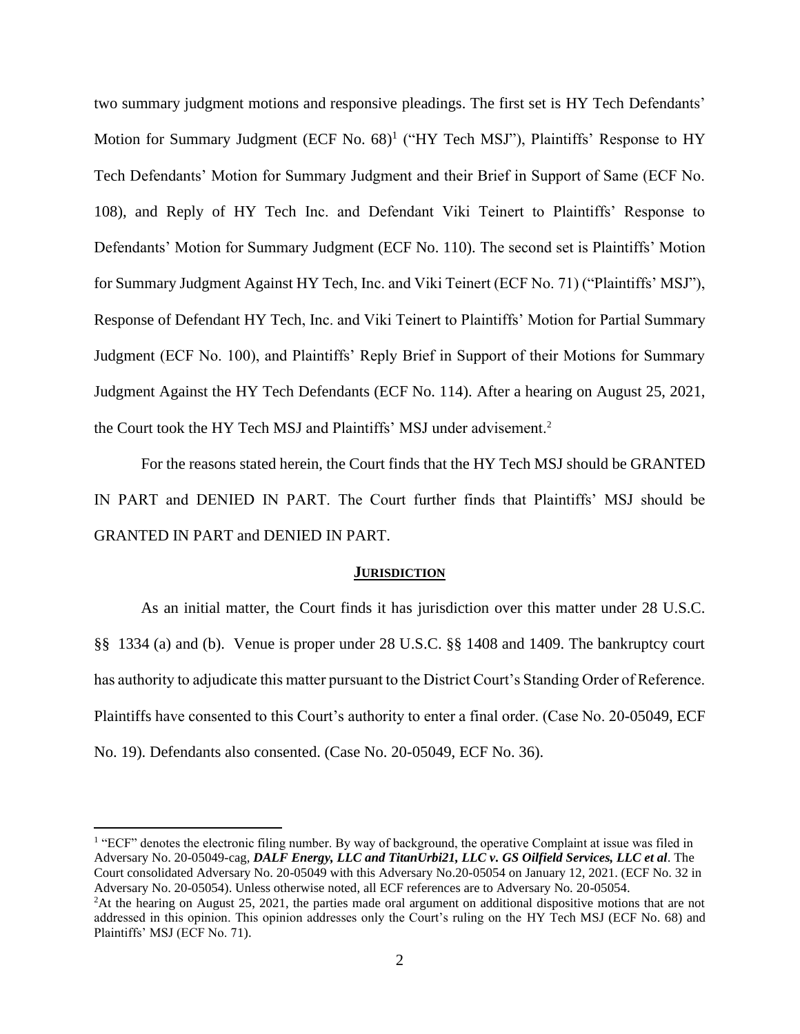two summary judgment motions and responsive pleadings. The first set is HY Tech Defendants' Motion for Summary Judgment (ECF No. 68)[1] ("HY Tech MSJ"), Plaintiffs' Response to HY Tech Defendants' Motion for Summary Judgment and their Brief in Support of Same (ECF No. 108), and Reply of HY Tech Inc. and Defendant Viki Teinert to Plaintiffs' Response to Defendants' Motion for Summary Judgment (ECF No. 110). The second set is Plaintiffs' Motion for Summary Judgment Against HY Tech, Inc. and Viki Teinert (ECF No. 71) ("Plaintiffs' MSJ"), Response of Defendant HY Tech, Inc. and Viki Teinert to Plaintiffs' Motion for Partial Summary Judgment (ECF No. 100), and Plaintiffs' Reply Brief in Support of their Motions for Summary Judgment Against the HY Tech Defendants (ECF No. 114). After a hearing on August 25, 2021, the Court took the HY Tech MSJ and Plaintiffs' MSJ under advisement.[2]

For the reasons stated herein, the Court finds that the HY Tech MSJ should be GRANTED IN PART and DENIED IN PART. The Court further finds that Plaintiffs' MSJ should be GRANTED IN PART and DENIED IN PART.

## **JURISDICTION**

As an initial matter, the Court finds it has jurisdiction over this matter under 28 U.S.C. §§ 1334 (a) and (b). Venue is proper under 28 U.S.C. §§ 1408 and 1409. The bankruptcy court has authority to adjudicate this matter pursuant to the District Court's Standing Order of Reference. Plaintiffs have consented to this Court's authority to enter a final order. (Case No. 20-05049, ECF No. 19). Defendants also consented. (Case No. 20-05049, ECF No. 36).

---

[1] "ECF" denotes the electronic filing number. By way of background, the operative Complaint at issue was filed in Adversary No. 20-05049-cag, ***DALF Energy, LLC and TitanUrbi21, LLC v. GS Oilfield Services, LLC et al***. The Court consolidated Adversary No. 20-05049 with this Adversary No.20-05054 on January 12, 2021. (ECF No. 32 in Adversary No. 20-05054). Unless otherwise noted, all ECF references are to Adversary No. 20-05054.

[2] At the hearing on August 25, 2021, the parties made oral argument on additional dispositive motions that are not addressed in this opinion. This opinion addresses only the Court's ruling on the HY Tech MSJ (ECF No. 68) and Plaintiffs' MSJ (ECF No. 71).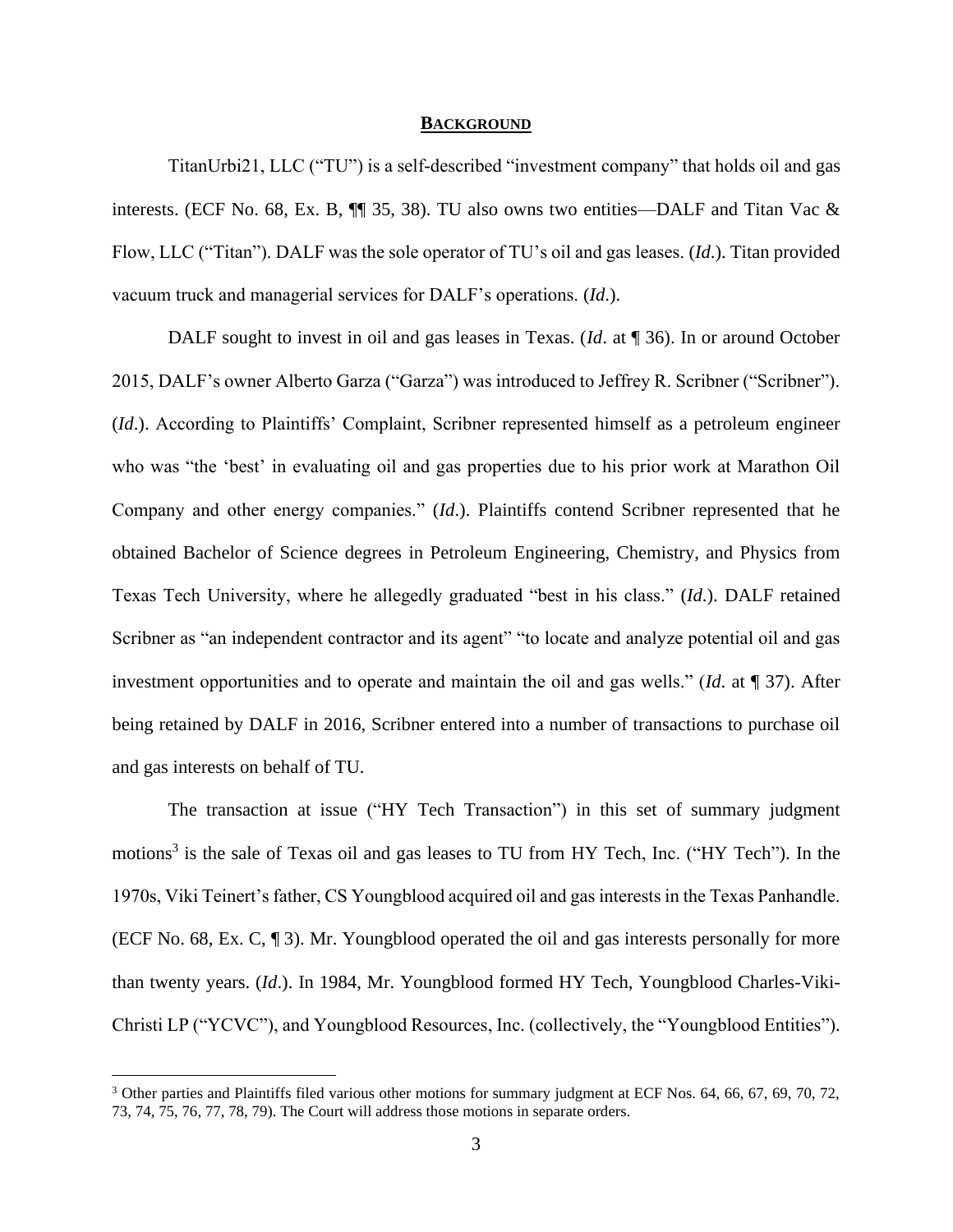## BACKGROUND

TitanUrbi21, LLC ("TU") is a self-described "investment company" that holds oil and gas interests. (ECF No. 68, Ex. B, ¶¶ 35, 38). TU also owns two entities—DALF and Titan Vac & Flow, LLC ("Titan"). DALF was the sole operator of TU's oil and gas leases. (*Id*.). Titan provided vacuum truck and managerial services for DALF's operations. (*Id*.).

DALF sought to invest in oil and gas leases in Texas. (*Id*. at ¶ 36). In or around October 2015, DALF's owner Alberto Garza ("Garza") was introduced to Jeffrey R. Scribner ("Scribner"). (*Id*.). According to Plaintiffs' Complaint, Scribner represented himself as a petroleum engineer who was "the 'best' in evaluating oil and gas properties due to his prior work at Marathon Oil Company and other energy companies." (*Id*.). Plaintiffs contend Scribner represented that he obtained Bachelor of Science degrees in Petroleum Engineering, Chemistry, and Physics from Texas Tech University, where he allegedly graduated "best in his class." (*Id*.). DALF retained Scribner as "an independent contractor and its agent" "to locate and analyze potential oil and gas investment opportunities and to operate and maintain the oil and gas wells." (*Id*. at ¶ 37). After being retained by DALF in 2016, Scribner entered into a number of transactions to purchase oil and gas interests on behalf of TU.

The transaction at issue ("HY Tech Transaction") in this set of summary judgment motions[3] is the sale of Texas oil and gas leases to TU from HY Tech, Inc. ("HY Tech"). In the 1970s, Viki Teinert's father, CS Youngblood acquired oil and gas interests in the Texas Panhandle. (ECF No. 68, Ex. C, ¶ 3). Mr. Youngblood operated the oil and gas interests personally for more than twenty years. (*Id*.). In 1984, Mr. Youngblood formed HY Tech, Youngblood Charles-Viki-Christi LP ("YCVC"), and Youngblood Resources, Inc. (collectively, the "Youngblood Entities").

[3] Other parties and Plaintiffs filed various other motions for summary judgment at ECF Nos. 64, 66, 67, 69, 70, 72, 73, 74, 75, 76, 77, 78, 79). The Court will address those motions in separate orders.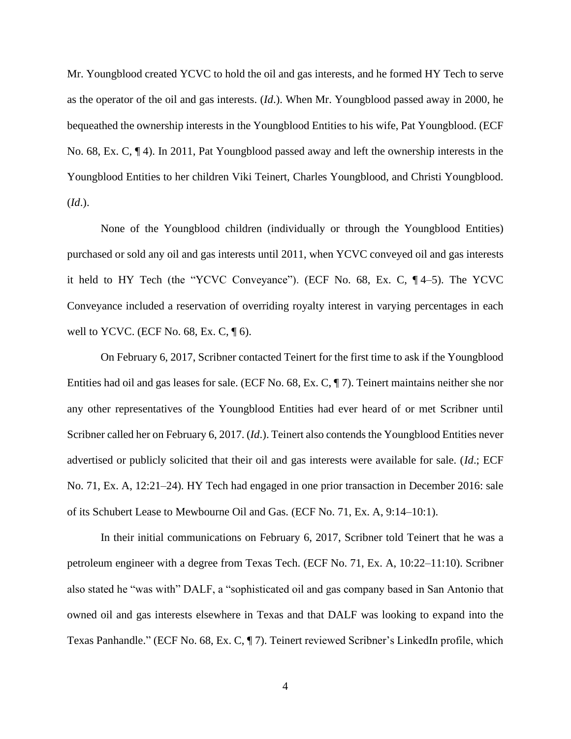Mr. Youngblood created YCVC to hold the oil and gas interests, and he formed HY Tech to serve as the operator of the oil and gas interests. (*Id*.). When Mr. Youngblood passed away in 2000, he bequeathed the ownership interests in the Youngblood Entities to his wife, Pat Youngblood. (ECF No. 68, Ex. C, ¶ 4). In 2011, Pat Youngblood passed away and left the ownership interests in the Youngblood Entities to her children Viki Teinert, Charles Youngblood, and Christi Youngblood. (*Id*.).

None of the Youngblood children (individually or through the Youngblood Entities) purchased or sold any oil and gas interests until 2011, when YCVC conveyed oil and gas interests it held to HY Tech (the "YCVC Conveyance"). (ECF No. 68, Ex. C, ¶ 4–5). The YCVC Conveyance included a reservation of overriding royalty interest in varying percentages in each well to YCVC. (ECF No. 68, Ex. C, ¶ 6).

On February 6, 2017, Scribner contacted Teinert for the first time to ask if the Youngblood Entities had oil and gas leases for sale. (ECF No. 68, Ex. C, ¶ 7). Teinert maintains neither she nor any other representatives of the Youngblood Entities had ever heard of or met Scribner until Scribner called her on February 6, 2017. (*Id*.). Teinert also contends the Youngblood Entities never advertised or publicly solicited that their oil and gas interests were available for sale. (*Id*.; ECF No. 71, Ex. A, 12:21–24). HY Tech had engaged in one prior transaction in December 2016: sale of its Schubert Lease to Mewbourne Oil and Gas. (ECF No. 71, Ex. A, 9:14–10:1).

In their initial communications on February 6, 2017, Scribner told Teinert that he was a petroleum engineer with a degree from Texas Tech. (ECF No. 71, Ex. A, 10:22–11:10). Scribner also stated he "was with" DALF, a "sophisticated oil and gas company based in San Antonio that owned oil and gas interests elsewhere in Texas and that DALF was looking to expand into the Texas Panhandle." (ECF No. 68, Ex. C, ¶ 7). Teinert reviewed Scribner's LinkedIn profile, which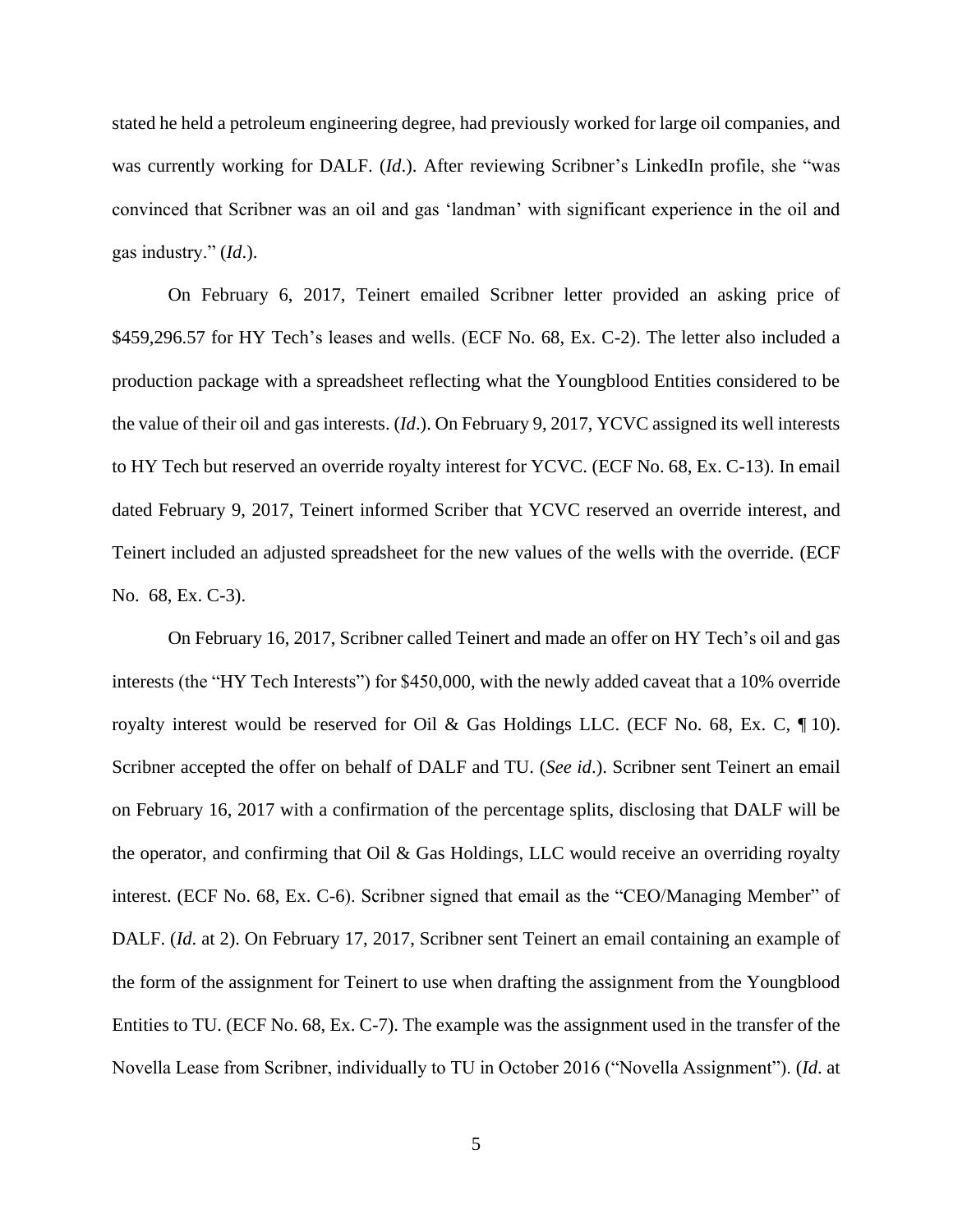stated he held a petroleum engineering degree, had previously worked for large oil companies, and was currently working for DALF. (*Id*.). After reviewing Scribner's LinkedIn profile, she "was convinced that Scribner was an oil and gas 'landman' with significant experience in the oil and gas industry." (*Id*.).

On February 6, 2017, Teinert emailed Scribner letter provided an asking price of \$459,296.57 for HY Tech's leases and wells. (ECF No. 68, Ex. C-2). The letter also included a production package with a spreadsheet reflecting what the Youngblood Entities considered to be the value of their oil and gas interests. (*Id*.). On February 9, 2017, YCVC assigned its well interests to HY Tech but reserved an override royalty interest for YCVC. (ECF No. 68, Ex. C-13). In email dated February 9, 2017, Teinert informed Scriber that YCVC reserved an override interest, and Teinert included an adjusted spreadsheet for the new values of the wells with the override. (ECF No. 68, Ex. C-3).

On February 16, 2017, Scribner called Teinert and made an offer on HY Tech's oil and gas interests (the "HY Tech Interests") for \$450,000, with the newly added caveat that a 10% override royalty interest would be reserved for Oil & Gas Holdings LLC. (ECF No. 68, Ex. C, ¶ 10). Scribner accepted the offer on behalf of DALF and TU. (*See id*.). Scribner sent Teinert an email on February 16, 2017 with a confirmation of the percentage splits, disclosing that DALF will be the operator, and confirming that Oil & Gas Holdings, LLC would receive an overriding royalty interest. (ECF No. 68, Ex. C-6). Scribner signed that email as the "CEO/Managing Member" of DALF. (*Id*. at 2). On February 17, 2017, Scribner sent Teinert an email containing an example of the form of the assignment for Teinert to use when drafting the assignment from the Youngblood Entities to TU. (ECF No. 68, Ex. C-7). The example was the assignment used in the transfer of the Novella Lease from Scribner, individually to TU in October 2016 ("Novella Assignment"). (*Id*. at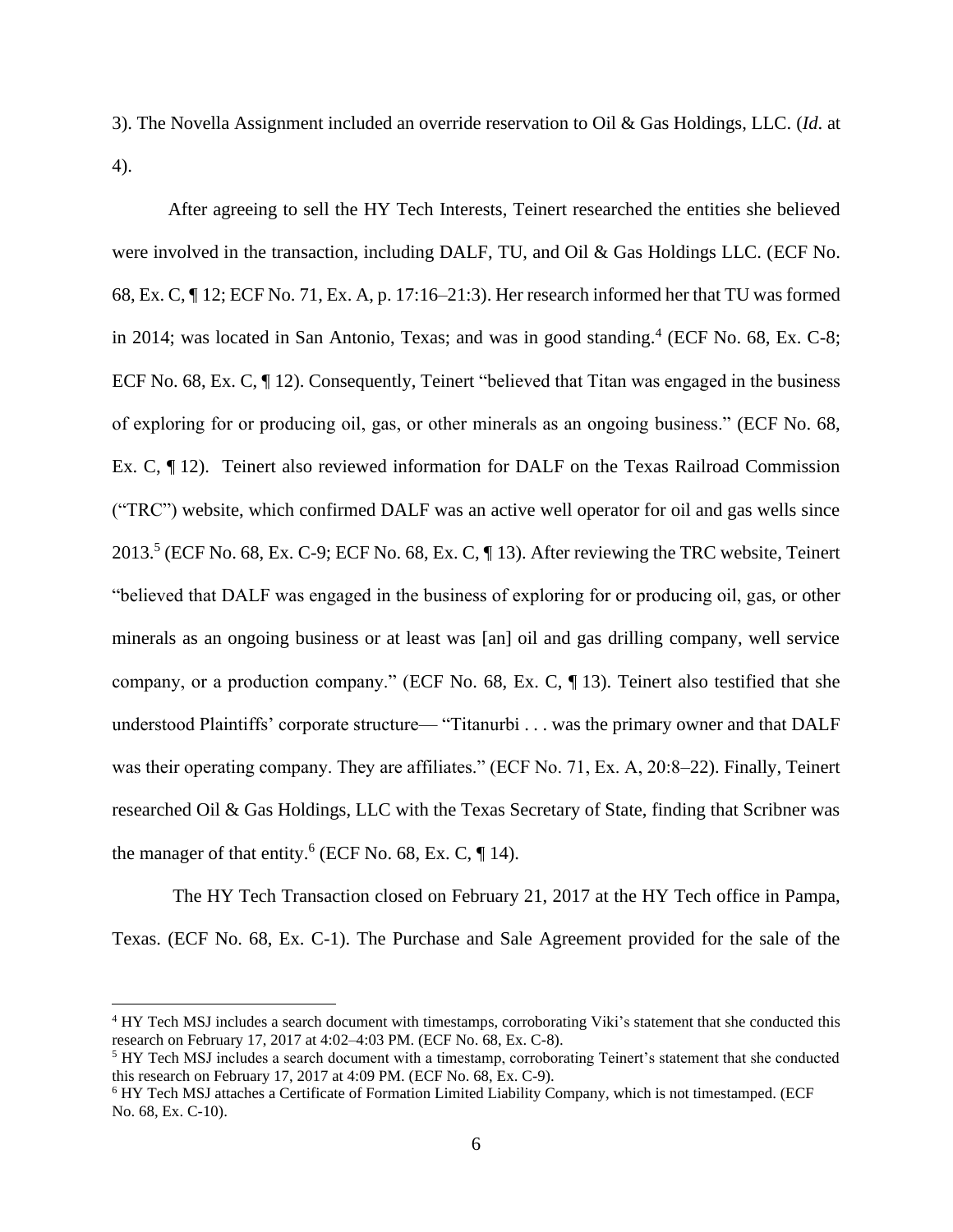3). The Novella Assignment included an override reservation to Oil & Gas Holdings, LLC. (*Id*. at 4).

After agreeing to sell the HY Tech Interests, Teinert researched the entities she believed were involved in the transaction, including DALF, TU, and Oil & Gas Holdings LLC. (ECF No. 68, Ex. C, ¶ 12; ECF No. 71, Ex. A, p. 17:16–21:3). Her research informed her that TU was formed in 2014; was located in San Antonio, Texas; and was in good standing.[4] (ECF No. 68, Ex. C-8; ECF No. 68, Ex. C, ¶ 12). Consequently, Teinert "believed that Titan was engaged in the business of exploring for or producing oil, gas, or other minerals as an ongoing business." (ECF No. 68, Ex. C, ¶ 12). Teinert also reviewed information for DALF on the Texas Railroad Commission ("TRC") website, which confirmed DALF was an active well operator for oil and gas wells since 2013.[5] (ECF No. 68, Ex. C-9; ECF No. 68, Ex. C, ¶ 13). After reviewing the TRC website, Teinert "believed that DALF was engaged in the business of exploring for or producing oil, gas, or other minerals as an ongoing business or at least was [an] oil and gas drilling company, well service company, or a production company." (ECF No. 68, Ex. C, ¶ 13). Teinert also testified that she understood Plaintiffs' corporate structure— "Titanurbi . . . was the primary owner and that DALF was their operating company. They are affiliates." (ECF No. 71, Ex. A, 20:8–22). Finally, Teinert researched Oil & Gas Holdings, LLC with the Texas Secretary of State, finding that Scribner was the manager of that entity.[6] (ECF No. 68, Ex. C, ¶ 14).

The HY Tech Transaction closed on February 21, 2017 at the HY Tech office in Pampa, Texas. (ECF No. 68, Ex. C-1). The Purchase and Sale Agreement provided for the sale of the

---

[4] HY Tech MSJ includes a search document with timestamps, corroborating Viki's statement that she conducted this research on February 17, 2017 at 4:02–4:03 PM. (ECF No. 68, Ex. C-8).

[5] HY Tech MSJ includes a search document with a timestamp, corroborating Teinert's statement that she conducted this research on February 17, 2017 at 4:09 PM. (ECF No. 68, Ex. C-9).

[6] HY Tech MSJ attaches a Certificate of Formation Limited Liability Company, which is not timestamped. (ECF No. 68, Ex. C-10).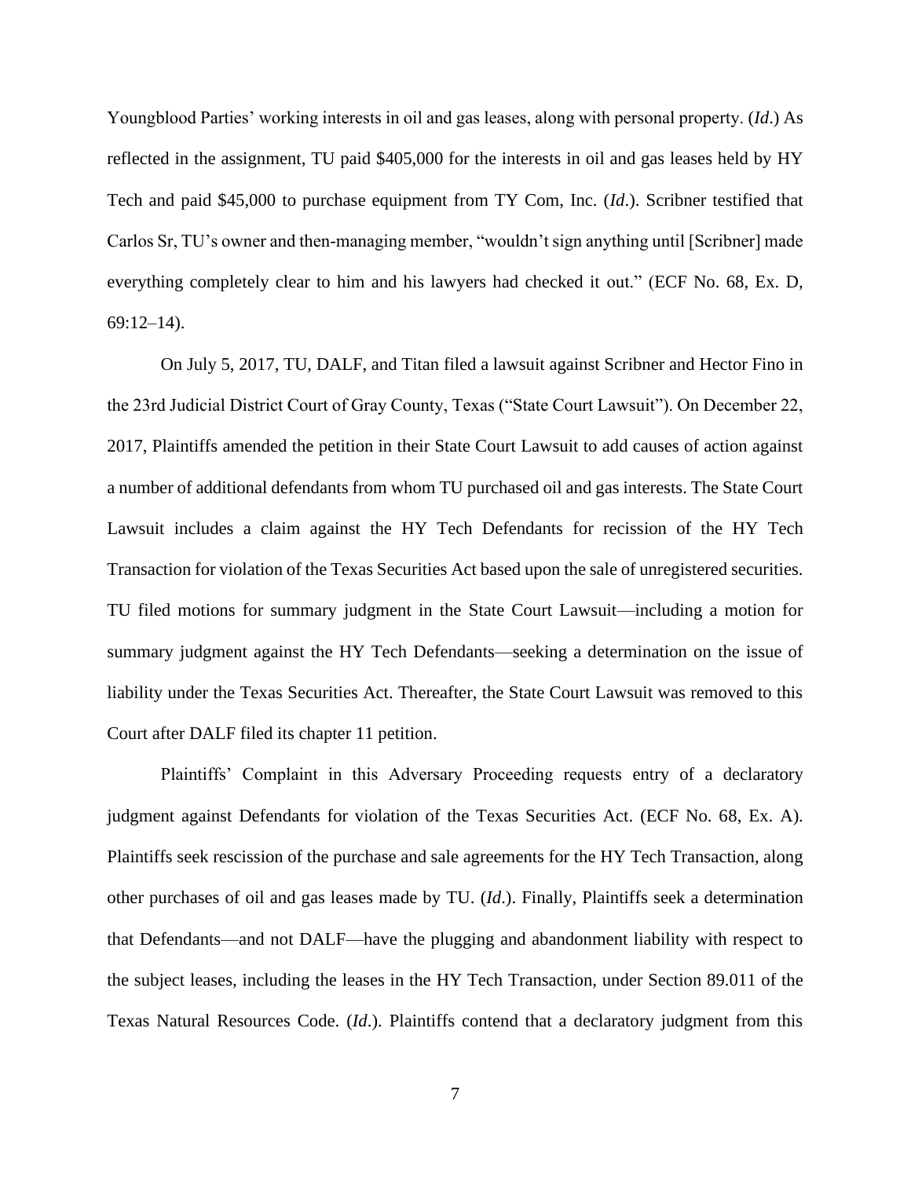Youngblood Parties' working interests in oil and gas leases, along with personal property. (*Id*.) As reflected in the assignment, TU paid $405,000 for the interests in oil and gas leases held by HY Tech and paid $45,000 to purchase equipment from TY Com, Inc. (*Id*.). Scribner testified that Carlos Sr, TU's owner and then-managing member, "wouldn't sign anything until [Scribner] made everything completely clear to him and his lawyers had checked it out." (ECF No. 68, Ex. D, 69:12–14).

On July 5, 2017, TU, DALF, and Titan filed a lawsuit against Scribner and Hector Fino in the 23rd Judicial District Court of Gray County, Texas ("State Court Lawsuit"). On December 22, 2017, Plaintiffs amended the petition in their State Court Lawsuit to add causes of action against a number of additional defendants from whom TU purchased oil and gas interests. The State Court Lawsuit includes a claim against the HY Tech Defendants for recission of the HY Tech Transaction for violation of the Texas Securities Act based upon the sale of unregistered securities. TU filed motions for summary judgment in the State Court Lawsuit—including a motion for summary judgment against the HY Tech Defendants—seeking a determination on the issue of liability under the Texas Securities Act. Thereafter, the State Court Lawsuit was removed to this Court after DALF filed its chapter 11 petition.

Plaintiffs' Complaint in this Adversary Proceeding requests entry of a declaratory judgment against Defendants for violation of the Texas Securities Act. (ECF No. 68, Ex. A). Plaintiffs seek rescission of the purchase and sale agreements for the HY Tech Transaction, along other purchases of oil and gas leases made by TU. (*Id*.). Finally, Plaintiffs seek a determination that Defendants—and not DALF—have the plugging and abandonment liability with respect to the subject leases, including the leases in the HY Tech Transaction, under Section 89.011 of the Texas Natural Resources Code. (*Id*.). Plaintiffs contend that a declaratory judgment from this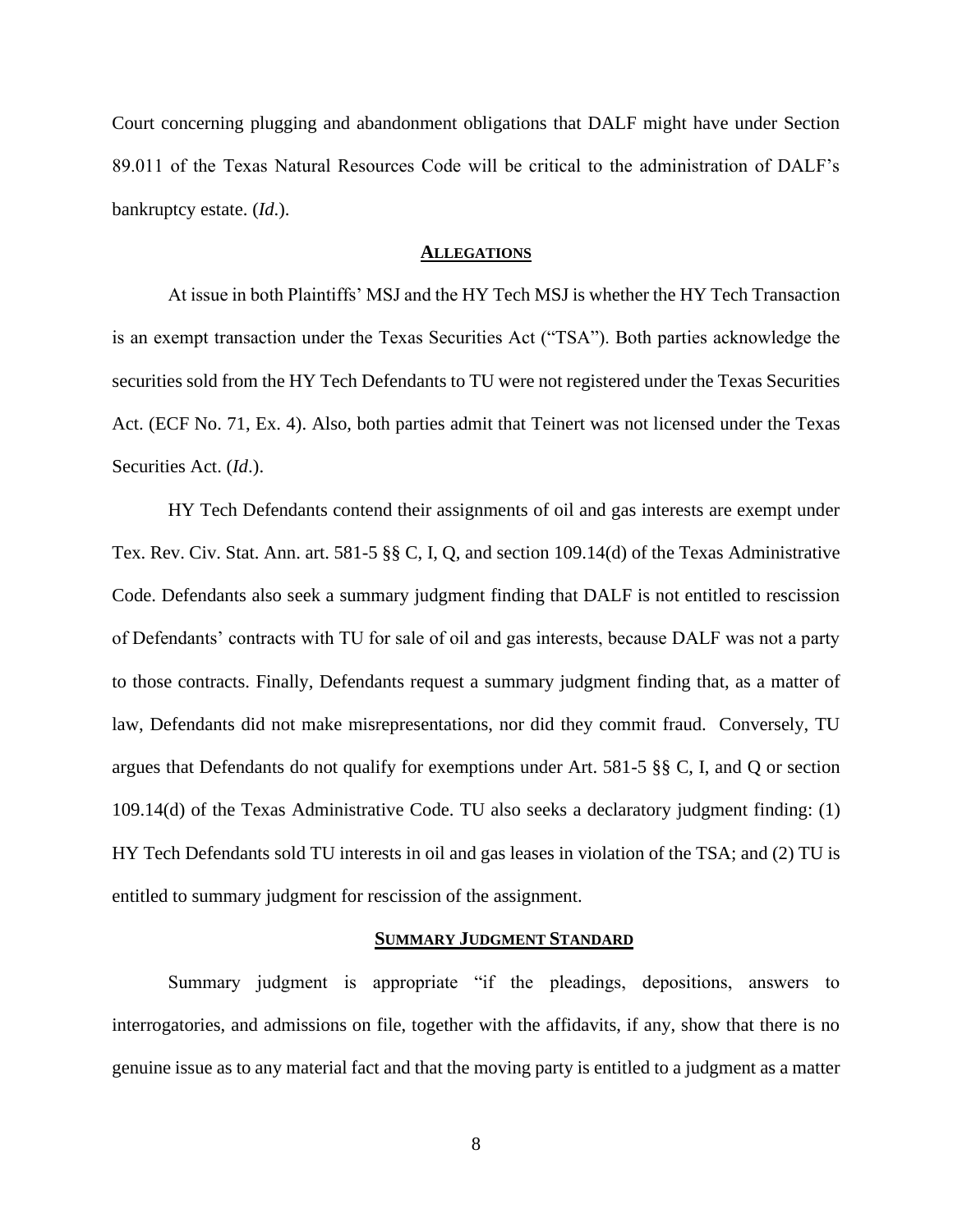Court concerning plugging and abandonment obligations that DALF might have under Section 89.011 of the Texas Natural Resources Code will be critical to the administration of DALF's bankruptcy estate. (*Id*.).

## ALLEGATIONS

At issue in both Plaintiffs' MSJ and the HY Tech MSJ is whether the HY Tech Transaction is an exempt transaction under the Texas Securities Act ("TSA"). Both parties acknowledge the securities sold from the HY Tech Defendants to TU were not registered under the Texas Securities Act. (ECF No. 71, Ex. 4). Also, both parties admit that Teinert was not licensed under the Texas Securities Act. (*Id*.).

HY Tech Defendants contend their assignments of oil and gas interests are exempt under Tex. Rev. Civ. Stat. Ann. art. 581-5 §§ C, I, Q, and section 109.14(d) of the Texas Administrative Code. Defendants also seek a summary judgment finding that DALF is not entitled to rescission of Defendants' contracts with TU for sale of oil and gas interests, because DALF was not a party to those contracts. Finally, Defendants request a summary judgment finding that, as a matter of law, Defendants did not make misrepresentations, nor did they commit fraud. Conversely, TU argues that Defendants do not qualify for exemptions under Art. 581-5 §§ C, I, and Q or section 109.14(d) of the Texas Administrative Code. TU also seeks a declaratory judgment finding: (1) HY Tech Defendants sold TU interests in oil and gas leases in violation of the TSA; and (2) TU is entitled to summary judgment for rescission of the assignment.

## SUMMARY JUDGMENT STANDARD

Summary judgment is appropriate "if the pleadings, depositions, answers to interrogatories, and admissions on file, together with the affidavits, if any, show that there is no genuine issue as to any material fact and that the moving party is entitled to a judgment as a matter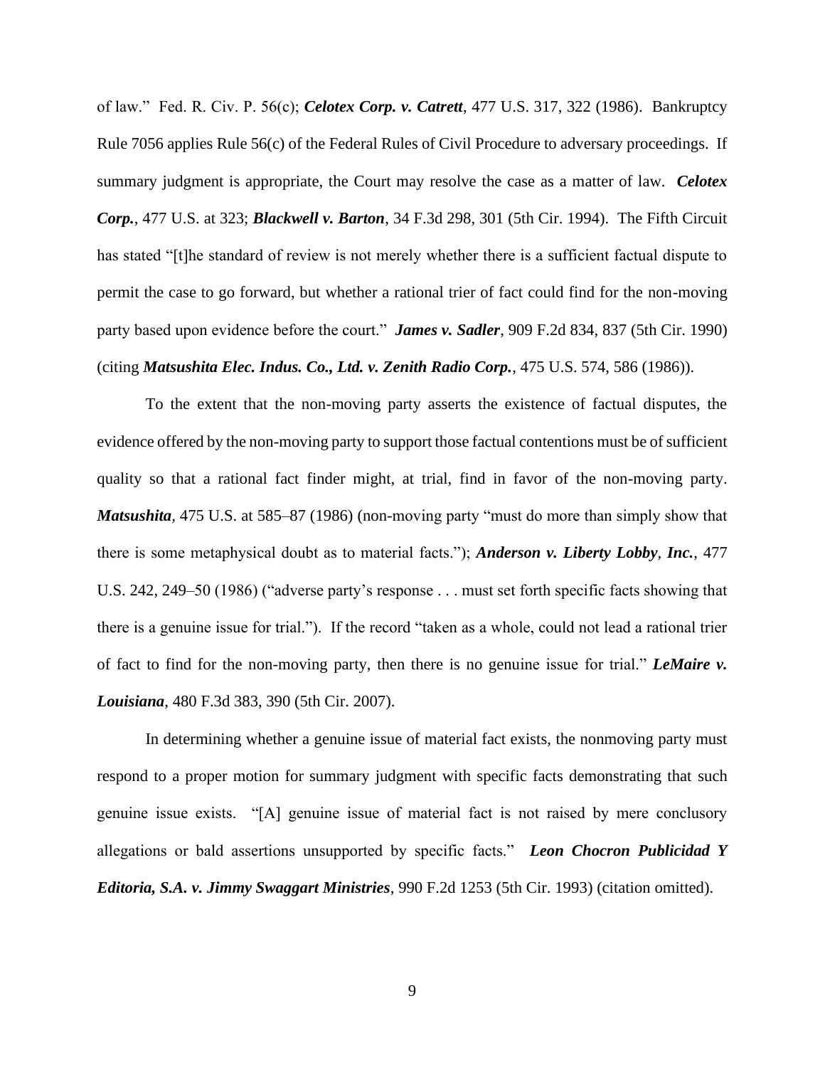of law." Fed. R. Civ. P. 56(c); ***Celotex Corp. v. Catrett***, 477 U.S. 317, 322 (1986). Bankruptcy Rule 7056 applies Rule 56(c) of the Federal Rules of Civil Procedure to adversary proceedings. If summary judgment is appropriate, the Court may resolve the case as a matter of law. ***Celotex Corp.***, 477 U.S. at 323; ***Blackwell v. Barton***, 34 F.3d 298, 301 (5th Cir. 1994). The Fifth Circuit has stated "[t]he standard of review is not merely whether there is a sufficient factual dispute to permit the case to go forward, but whether a rational trier of fact could find for the non-moving party based upon evidence before the court." ***James v. Sadler***, 909 F.2d 834, 837 (5th Cir. 1990) (citing ***Matsushita Elec. Indus. Co., Ltd. v. Zenith Radio Corp.***, 475 U.S. 574, 586 (1986)).

To the extent that the non-moving party asserts the existence of factual disputes, the evidence offered by the non-moving party to support those factual contentions must be of sufficient quality so that a rational fact finder might, at trial, find in favor of the non-moving party. ***Matsushita***, 475 U.S. at 585–87 (1986) (non-moving party "must do more than simply show that there is some metaphysical doubt as to material facts."); ***Anderson v. Liberty Lobby, Inc.***, 477 U.S. 242, 249–50 (1986) ("adverse party's response . . . must set forth specific facts showing that there is a genuine issue for trial."). If the record "taken as a whole, could not lead a rational trier of fact to find for the non-moving party, then there is no genuine issue for trial." ***LeMaire v. Louisiana***, 480 F.3d 383, 390 (5th Cir. 2007).

In determining whether a genuine issue of material fact exists, the nonmoving party must respond to a proper motion for summary judgment with specific facts demonstrating that such genuine issue exists. "[A] genuine issue of material fact is not raised by mere conclusory allegations or bald assertions unsupported by specific facts." ***Leon Chocron Publicidad Y Editoria, S.A. v. Jimmy Swaggart Ministries***, 990 F.2d 1253 (5th Cir. 1993) (citation omitted).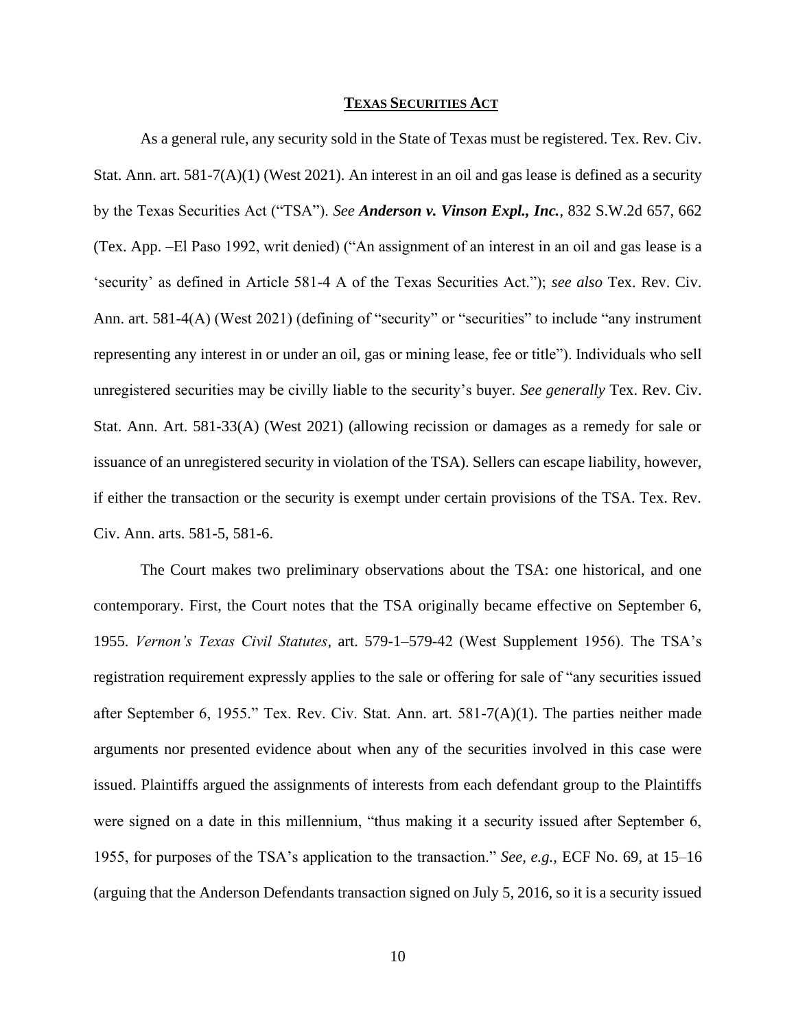## **TEXAS SECURITIES ACT**

As a general rule, any security sold in the State of Texas must be registered. Tex. Rev. Civ. Stat. Ann. art. 581-7(A)(1) (West 2021). An interest in an oil and gas lease is defined as a security by the Texas Securities Act ("TSA"). *See* ***Anderson v. Vinson Expl., Inc.***, 832 S.W.2d 657, 662 (Tex. App. –El Paso 1992, writ denied) ("An assignment of an interest in an oil and gas lease is a 'security' as defined in Article 581-4 A of the Texas Securities Act."); *see also* Tex. Rev. Civ. Ann. art. 581-4(A) (West 2021) (defining of "security" or "securities" to include "any instrument representing any interest in or under an oil, gas or mining lease, fee or title"). Individuals who sell unregistered securities may be civilly liable to the security's buyer. *See generally* Tex. Rev. Civ. Stat. Ann. Art. 581-33(A) (West 2021) (allowing recission or damages as a remedy for sale or issuance of an unregistered security in violation of the TSA). Sellers can escape liability, however, if either the transaction or the security is exempt under certain provisions of the TSA. Tex. Rev. Civ. Ann. arts. 581-5, 581-6.

The Court makes two preliminary observations about the TSA: one historical, and one contemporary. First, the Court notes that the TSA originally became effective on September 6, 1955. *Vernon's Texas Civil Statutes*, art. 579-1–579-42 (West Supplement 1956). The TSA's registration requirement expressly applies to the sale or offering for sale of "any securities issued after September 6, 1955." Tex. Rev. Civ. Stat. Ann. art. 581-7(A)(1). The parties neither made arguments nor presented evidence about when any of the securities involved in this case were issued. Plaintiffs argued the assignments of interests from each defendant group to the Plaintiffs were signed on a date in this millennium, "thus making it a security issued after September 6, 1955, for purposes of the TSA's application to the transaction." *See, e.g.,* ECF No. 69, at 15–16 (arguing that the Anderson Defendants transaction signed on July 5, 2016, so it is a security issued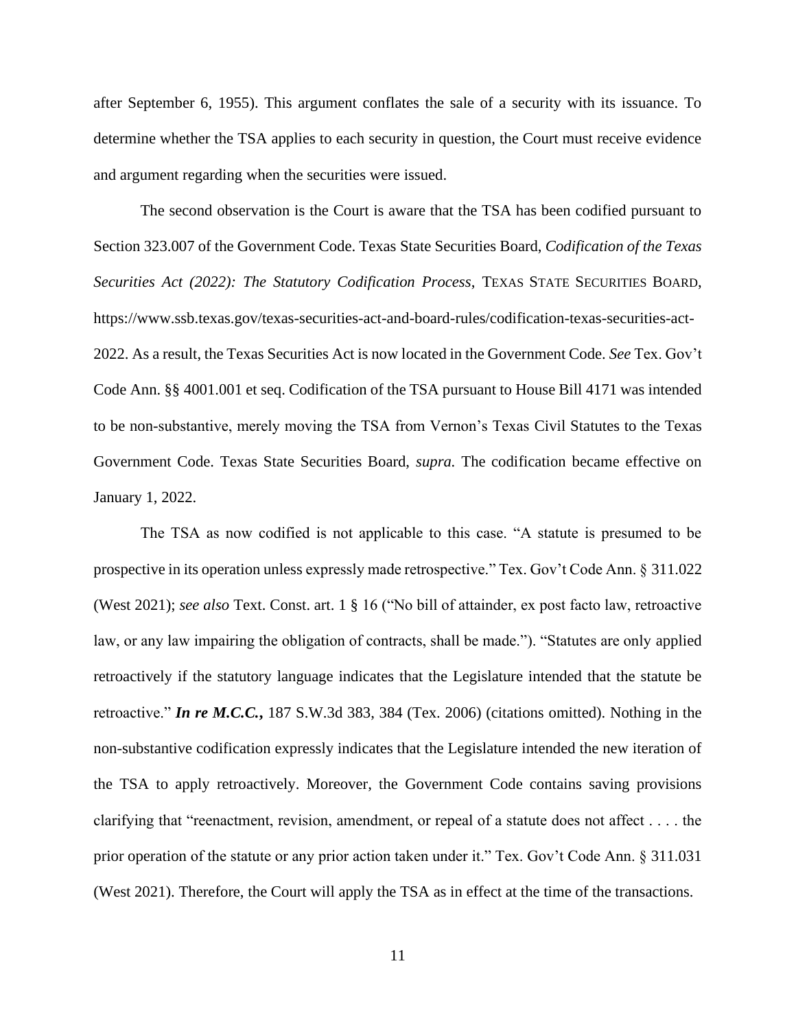after September 6, 1955). This argument conflates the sale of a security with its issuance. To determine whether the TSA applies to each security in question, the Court must receive evidence and argument regarding when the securities were issued.

The second observation is the Court is aware that the TSA has been codified pursuant to Section 323.007 of the Government Code. Texas State Securities Board, *Codification of the Texas Securities Act (2022): The Statutory Codification Process*, TEXAS STATE SECURITIES BOARD, https://www.ssb.texas.gov/texas-securities-act-and-board-rules/codification-texas-securities-act-2022. As a result, the Texas Securities Act is now located in the Government Code. *See* Tex. Gov't Code Ann. §§ 4001.001 et seq. Codification of the TSA pursuant to House Bill 4171 was intended to be non-substantive, merely moving the TSA from Vernon's Texas Civil Statutes to the Texas Government Code. Texas State Securities Board, *supra.* The codification became effective on January 1, 2022.

The TSA as now codified is not applicable to this case. "A statute is presumed to be prospective in its operation unless expressly made retrospective." Tex. Gov't Code Ann. § 311.022 (West 2021); *see also* Text. Const. art. 1 § 16 ("No bill of attainder, ex post facto law, retroactive law, or any law impairing the obligation of contracts, shall be made."). "Statutes are only applied retroactively if the statutory language indicates that the Legislature intended that the statute be retroactive." ***In re M.C.C.*,** 187 S.W.3d 383, 384 (Tex. 2006) (citations omitted). Nothing in the non-substantive codification expressly indicates that the Legislature intended the new iteration of the TSA to apply retroactively. Moreover, the Government Code contains saving provisions clarifying that "reenactment, revision, amendment, or repeal of a statute does not affect . . . . the prior operation of the statute or any prior action taken under it." Tex. Gov't Code Ann. § 311.031 (West 2021). Therefore, the Court will apply the TSA as in effect at the time of the transactions.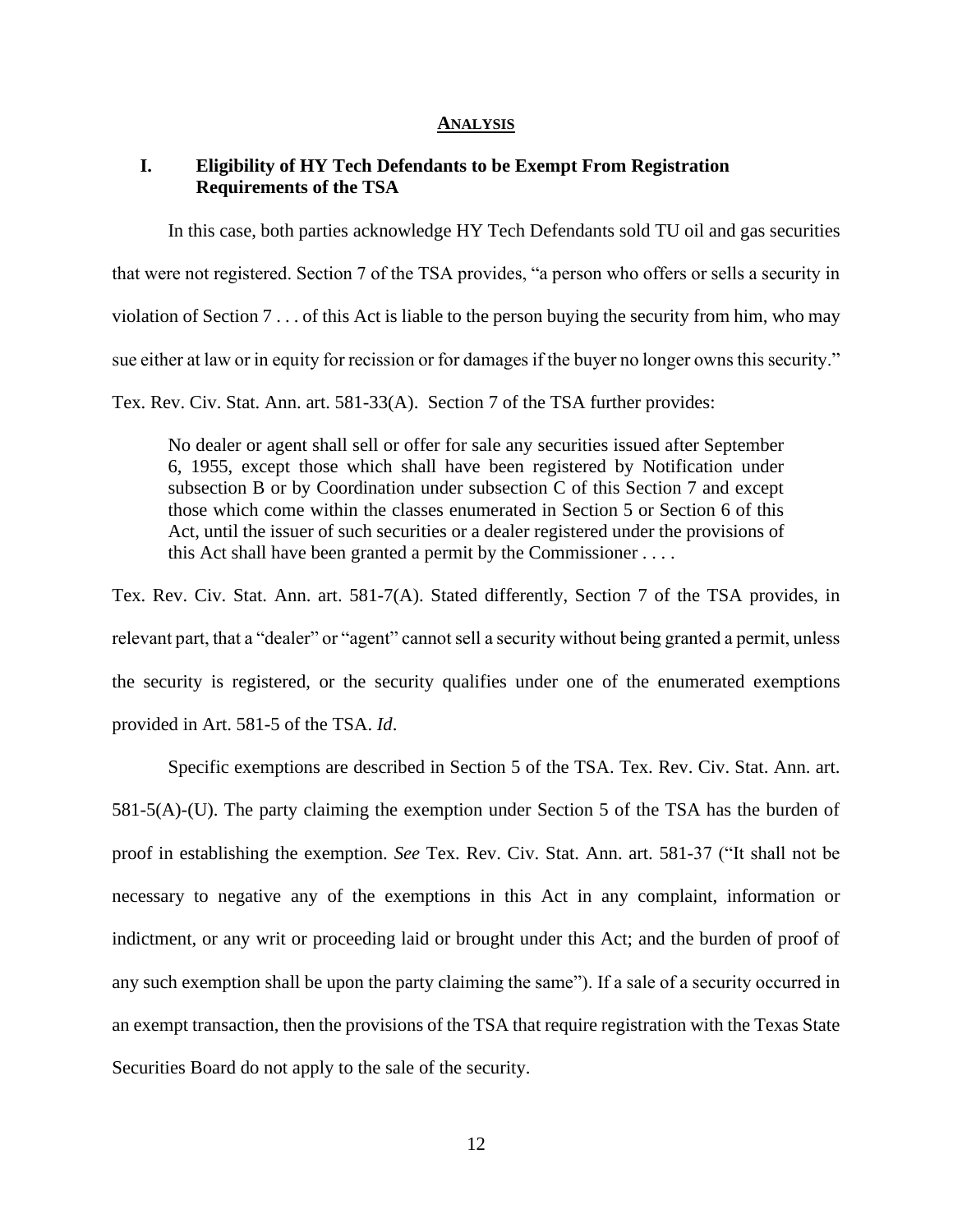## ANALYSIS

### I. Eligibility of HY Tech Defendants to be Exempt From Registration Requirements of the TSA

In this case, both parties acknowledge HY Tech Defendants sold TU oil and gas securities that were not registered. Section 7 of the TSA provides, "a person who offers or sells a security in violation of Section 7 . . . of this Act is liable to the person buying the security from him, who may sue either at law or in equity for recission or for damages if the buyer no longer owns this security." Tex. Rev. Civ. Stat. Ann. art. 581-33(A). Section 7 of the TSA further provides:

> No dealer or agent shall sell or offer for sale any securities issued after September 6, 1955, except those which shall have been registered by Notification under subsection B or by Coordination under subsection C of this Section 7 and except those which come within the classes enumerated in Section 5 or Section 6 of this Act, until the issuer of such securities or a dealer registered under the provisions of this Act shall have been granted a permit by the Commissioner . . . .

Tex. Rev. Civ. Stat. Ann. art. 581-7(A). Stated differently, Section 7 of the TSA provides, in relevant part, that a "dealer" or "agent" cannot sell a security without being granted a permit, unless the security is registered, or the security qualifies under one of the enumerated exemptions provided in Art. 581-5 of the TSA. *Id*.

Specific exemptions are described in Section 5 of the TSA. Tex. Rev. Civ. Stat. Ann. art. 581-5(A)-(U). The party claiming the exemption under Section 5 of the TSA has the burden of proof in establishing the exemption. *See* Tex. Rev. Civ. Stat. Ann. art. 581-37 ("It shall not be necessary to negative any of the exemptions in this Act in any complaint, information or indictment, or any writ or proceeding laid or brought under this Act; and the burden of proof of any such exemption shall be upon the party claiming the same"). If a sale of a security occurred in an exempt transaction, then the provisions of the TSA that require registration with the Texas State Securities Board do not apply to the sale of the security.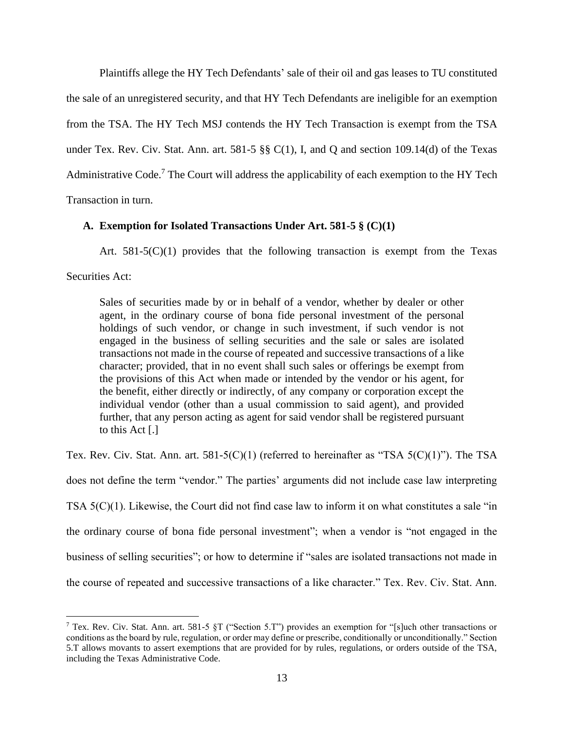Plaintiffs allege the HY Tech Defendants' sale of their oil and gas leases to TU constituted the sale of an unregistered security, and that HY Tech Defendants are ineligible for an exemption from the TSA. The HY Tech MSJ contends the HY Tech Transaction is exempt from the TSA under Tex. Rev. Civ. Stat. Ann. art. 581-5 §§ C(1), I, and Q and section 109.14(d) of the Texas Administrative Code.[7] The Court will address the applicability of each exemption to the HY Tech Transaction in turn.

### A. Exemption for Isolated Transactions Under Art. 581-5 § (C)(1)

Art. 581-5(C)(1) provides that the following transaction is exempt from the Texas Securities Act:

> Sales of securities made by or in behalf of a vendor, whether by dealer or other agent, in the ordinary course of bona fide personal investment of the personal holdings of such vendor, or change in such investment, if such vendor is not engaged in the business of selling securities and the sale or sales are isolated transactions not made in the course of repeated and successive transactions of a like character; provided, that in no event shall such sales or offerings be exempt from the provisions of this Act when made or intended by the vendor or his agent, for the benefit, either directly or indirectly, of any company or corporation except the individual vendor (other than a usual commission to said agent), and provided further, that any person acting as agent for said vendor shall be registered pursuant to this Act [.]

Tex. Rev. Civ. Stat. Ann. art. 581-5(C)(1) (referred to hereinafter as "TSA 5(C)(1)"). The TSA does not define the term "vendor." The parties' arguments did not include case law interpreting TSA 5(C)(1). Likewise, the Court did not find case law to inform it on what constitutes a sale "in the ordinary course of bona fide personal investment"; when a vendor is "not engaged in the business of selling securities"; or how to determine if "sales are isolated transactions not made in the course of repeated and successive transactions of a like character." Tex. Rev. Civ. Stat. Ann.

---

[7] Tex. Rev. Civ. Stat. Ann. art. 581-5 §T ("Section 5.T") provides an exemption for "[s]uch other transactions or conditions as the board by rule, regulation, or order may define or prescribe, conditionally or unconditionally." Section 5.T allows movants to assert exemptions that are provided for by rules, regulations, or orders outside of the TSA, including the Texas Administrative Code.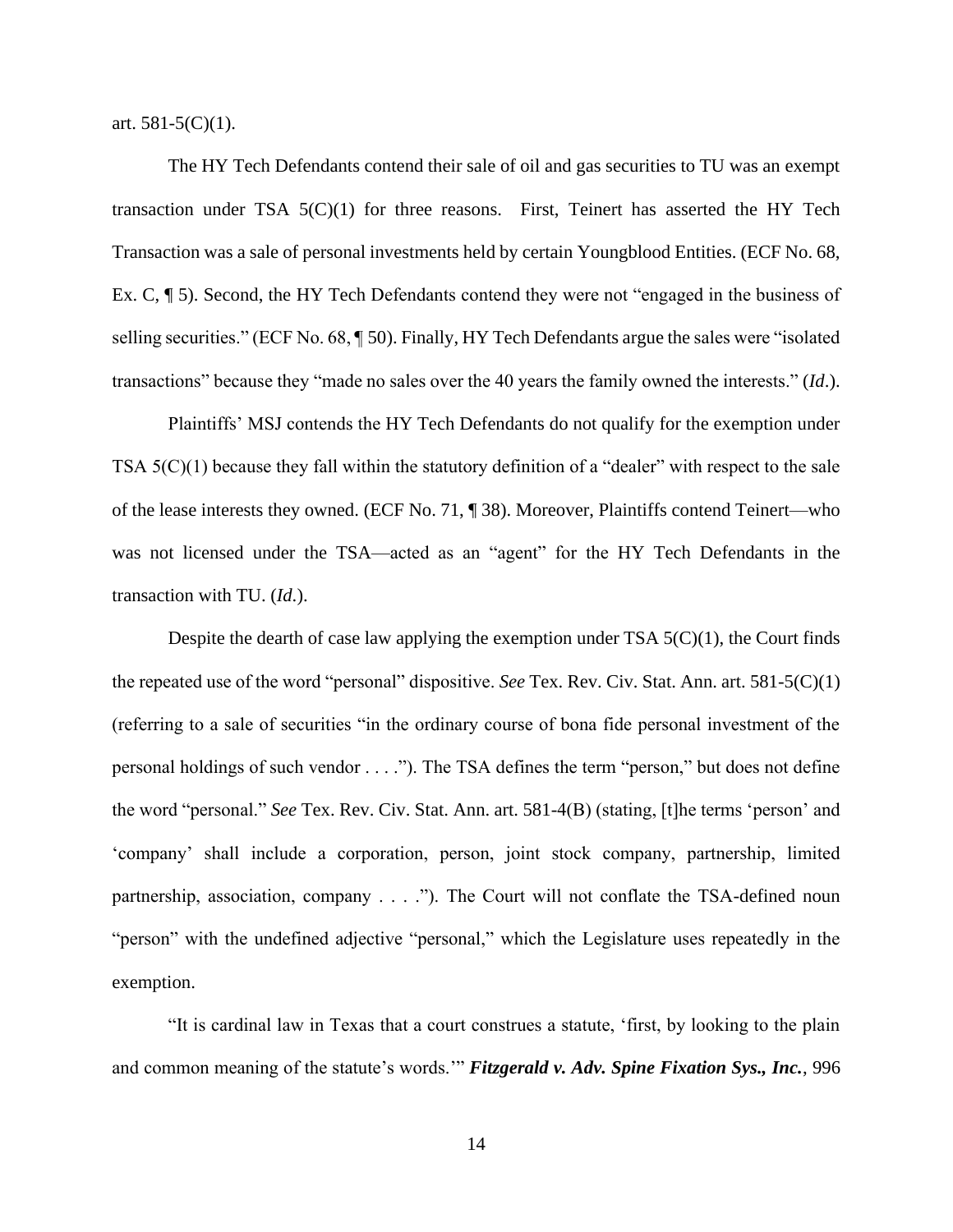art. 581-5(C)(1).

The HY Tech Defendants contend their sale of oil and gas securities to TU was an exempt transaction under TSA 5(C)(1) for three reasons. First, Teinert has asserted the HY Tech Transaction was a sale of personal investments held by certain Youngblood Entities. (ECF No. 68, Ex. C, ¶ 5). Second, the HY Tech Defendants contend they were not "engaged in the business of selling securities." (ECF No. 68, ¶ 50). Finally, HY Tech Defendants argue the sales were "isolated transactions" because they "made no sales over the 40 years the family owned the interests." (*Id.*).

Plaintiffs' MSJ contends the HY Tech Defendants do not qualify for the exemption under TSA 5(C)(1) because they fall within the statutory definition of a "dealer" with respect to the sale of the lease interests they owned. (ECF No. 71, ¶ 38). Moreover, Plaintiffs contend Teinert—who was not licensed under the TSA—acted as an "agent" for the HY Tech Defendants in the transaction with TU. (*Id.*).

Despite the dearth of case law applying the exemption under TSA 5(C)(1), the Court finds the repeated use of the word "personal" dispositive. *See* Tex. Rev. Civ. Stat. Ann. art. 581-5(C)(1) (referring to a sale of securities "in the ordinary course of bona fide personal investment of the personal holdings of such vendor . . . ."). The TSA defines the term "person," but does not define the word "personal." *See* Tex. Rev. Civ. Stat. Ann. art. 581-4(B) (stating, [t]he terms 'person' and 'company' shall include a corporation, person, joint stock company, partnership, limited partnership, association, company . . . ."). The Court will not conflate the TSA-defined noun "person" with the undefined adjective "personal," which the Legislature uses repeatedly in the exemption.

"It is cardinal law in Texas that a court construes a statute, 'first, by looking to the plain and common meaning of the statute's words.'" ***Fitzgerald v. Adv. Spine Fixation Sys., Inc.***, 996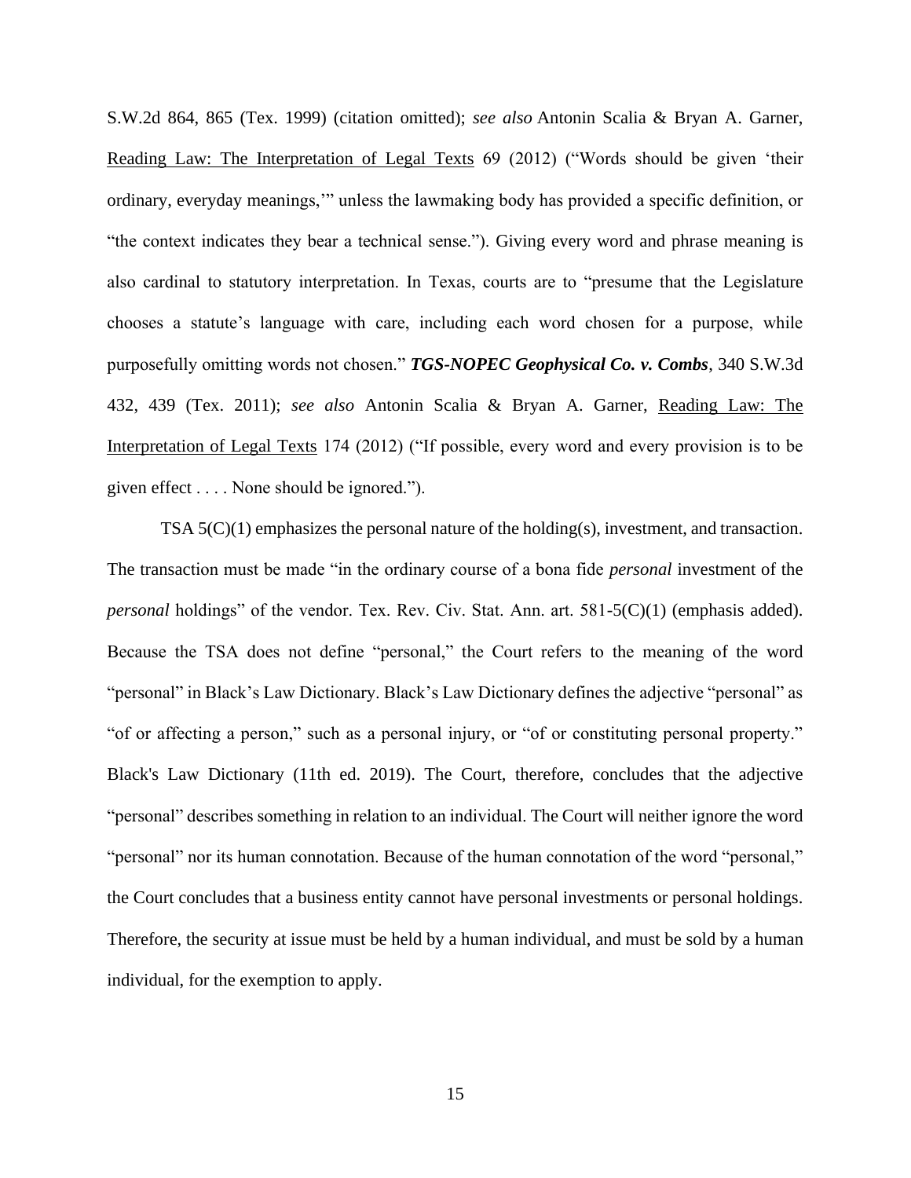S.W.2d 864, 865 (Tex. 1999) (citation omitted); *see also* Antonin Scalia & Bryan A. Garner, Reading Law: The Interpretation of Legal Texts 69 (2012) ("Words should be given 'their ordinary, everyday meanings,'" unless the lawmaking body has provided a specific definition, or "the context indicates they bear a technical sense."). Giving every word and phrase meaning is also cardinal to statutory interpretation. In Texas, courts are to "presume that the Legislature chooses a statute's language with care, including each word chosen for a purpose, while purposefully omitting words not chosen." ***TGS-NOPEC Geophysical Co. v. Combs***, 340 S.W.3d 432, 439 (Tex. 2011); *see also* Antonin Scalia & Bryan A. Garner, Reading Law: The Interpretation of Legal Texts 174 (2012) ("If possible, every word and every provision is to be given effect . . . . None should be ignored.").

TSA 5(C)(1) emphasizes the personal nature of the holding(s), investment, and transaction. The transaction must be made "in the ordinary course of a bona fide *personal* investment of the *personal* holdings" of the vendor. Tex. Rev. Civ. Stat. Ann. art. 581-5(C)(1) (emphasis added). Because the TSA does not define "personal," the Court refers to the meaning of the word "personal" in Black's Law Dictionary. Black's Law Dictionary defines the adjective "personal" as "of or affecting a person," such as a personal injury, or "of or constituting personal property." Black's Law Dictionary (11th ed. 2019). The Court, therefore, concludes that the adjective "personal" describes something in relation to an individual. The Court will neither ignore the word "personal" nor its human connotation. Because of the human connotation of the word "personal," the Court concludes that a business entity cannot have personal investments or personal holdings. Therefore, the security at issue must be held by a human individual, and must be sold by a human individual, for the exemption to apply.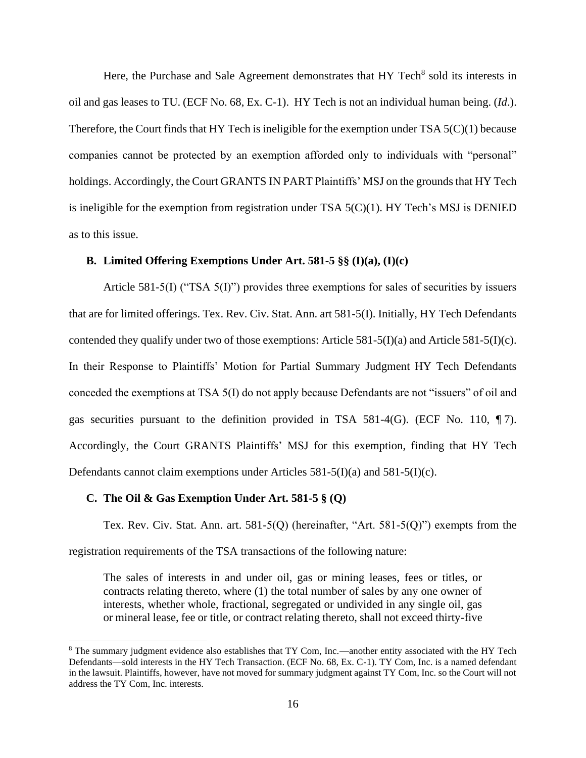Here, the Purchase and Sale Agreement demonstrates that HY Tech[8] sold its interests in oil and gas leases to TU. (ECF No. 68, Ex. C-1). HY Tech is not an individual human being. (*Id*.). Therefore, the Court finds that HY Tech is ineligible for the exemption under TSA 5(C)(1) because companies cannot be protected by an exemption afforded only to individuals with "personal" holdings. Accordingly, the Court GRANTS IN PART Plaintiffs' MSJ on the grounds that HY Tech is ineligible for the exemption from registration under TSA 5(C)(1). HY Tech's MSJ is DENIED as to this issue.

### B. Limited Offering Exemptions Under Art. 581-5 §§ (I)(a), (I)(c)

Article 581-5(I) ("TSA 5(I)") provides three exemptions for sales of securities by issuers that are for limited offerings. Tex. Rev. Civ. Stat. Ann. art 581-5(I). Initially, HY Tech Defendants contended they qualify under two of those exemptions: Article 581-5(I)(a) and Article 581-5(I)(c). In their Response to Plaintiffs' Motion for Partial Summary Judgment HY Tech Defendants conceded the exemptions at TSA 5(I) do not apply because Defendants are not "issuers" of oil and gas securities pursuant to the definition provided in TSA 581-4(G). (ECF No. 110, ¶ 7). Accordingly, the Court GRANTS Plaintiffs' MSJ for this exemption, finding that HY Tech Defendants cannot claim exemptions under Articles 581-5(I)(a) and 581-5(I)(c).

### C. The Oil & Gas Exemption Under Art. 581-5 § (Q)

Tex. Rev. Civ. Stat. Ann. art. 581-5(Q) (hereinafter, "Art. 581-5(Q)") exempts from the registration requirements of the TSA transactions of the following nature:

> The sales of interests in and under oil, gas or mining leases, fees or titles, or contracts relating thereto, where (1) the total number of sales by any one owner of interests, whether whole, fractional, segregated or undivided in any single oil, gas or mineral lease, fee or title, or contract relating thereto, shall not exceed thirty-five

---

[8] The summary judgment evidence also establishes that TY Com, Inc.—another entity associated with the HY Tech Defendants—sold interests in the HY Tech Transaction. (ECF No. 68, Ex. C-1). TY Com, Inc. is a named defendant in the lawsuit. Plaintiffs, however, have not moved for summary judgment against TY Com, Inc. so the Court will not address the TY Com, Inc. interests.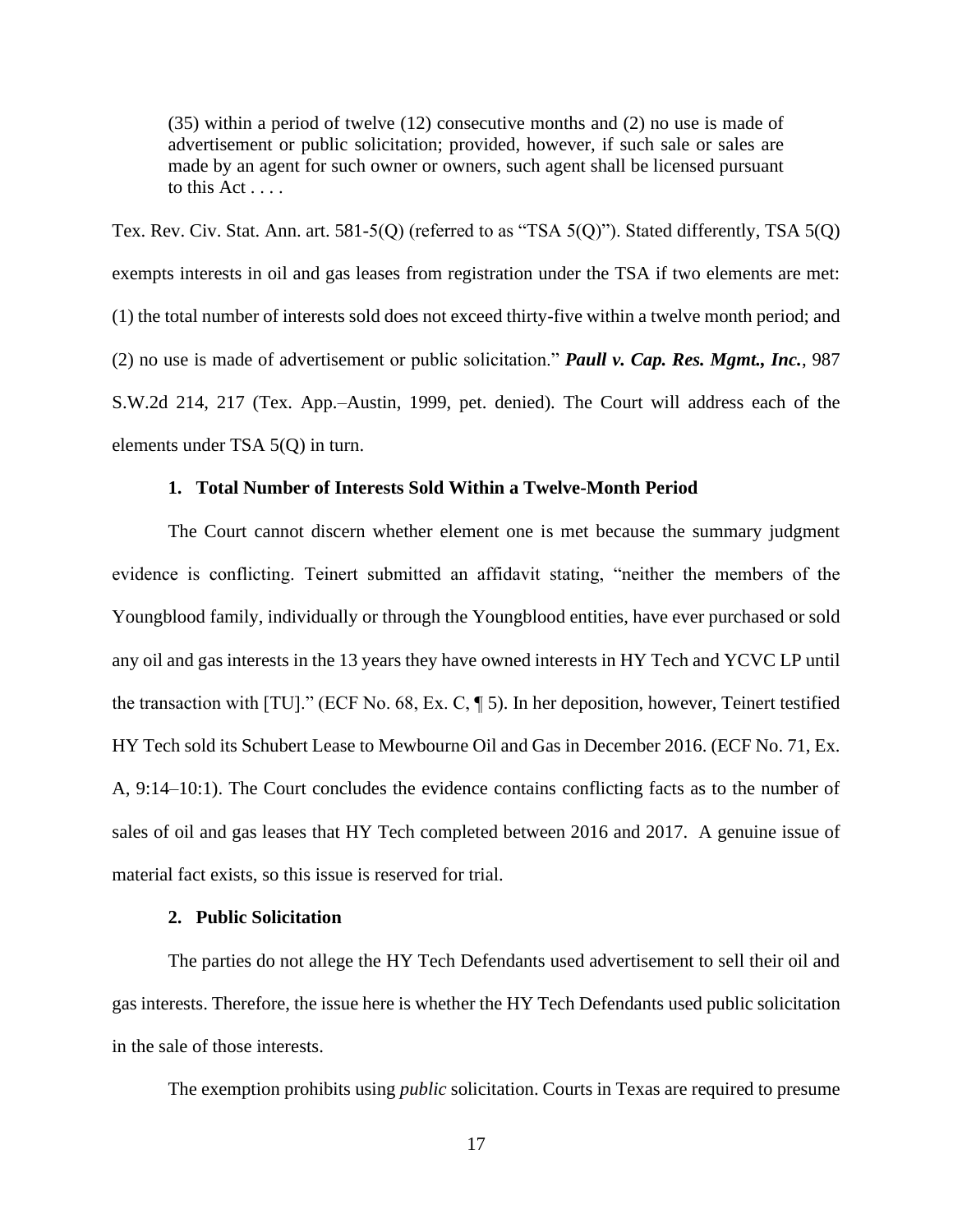> (35) within a period of twelve (12) consecutive months and (2) no use is made of advertisement or public solicitation; provided, however, if such sale or sales are made by an agent for such owner or owners, such agent shall be licensed pursuant to this Act . . . .

Tex. Rev. Civ. Stat. Ann. art. 581-5(Q) (referred to as "TSA 5(Q)"). Stated differently, TSA 5(Q) exempts interests in oil and gas leases from registration under the TSA if two elements are met: (1) the total number of interests sold does not exceed thirty-five within a twelve month period; and (2) no use is made of advertisement or public solicitation." ***Paull v. Cap. Res. Mgmt., Inc.***, 987 S.W.2d 214, 217 (Tex. App.–Austin, 1999, pet. denied). The Court will address each of the elements under TSA 5(Q) in turn.

**1. Total Number of Interests Sold Within a Twelve-Month Period**

The Court cannot discern whether element one is met because the summary judgment evidence is conflicting. Teinert submitted an affidavit stating, "neither the members of the Youngblood family, individually or through the Youngblood entities, have ever purchased or sold any oil and gas interests in the 13 years they have owned interests in HY Tech and YCVC LP until the transaction with [TU]." (ECF No. 68, Ex. C, ¶ 5). In her deposition, however, Teinert testified HY Tech sold its Schubert Lease to Mewbourne Oil and Gas in December 2016. (ECF No. 71, Ex. A, 9:14–10:1). The Court concludes the evidence contains conflicting facts as to the number of sales of oil and gas leases that HY Tech completed between 2016 and 2017. A genuine issue of material fact exists, so this issue is reserved for trial.

**2. Public Solicitation**

The parties do not allege the HY Tech Defendants used advertisement to sell their oil and gas interests. Therefore, the issue here is whether the HY Tech Defendants used public solicitation in the sale of those interests.

The exemption prohibits using *public* solicitation. Courts in Texas are required to presume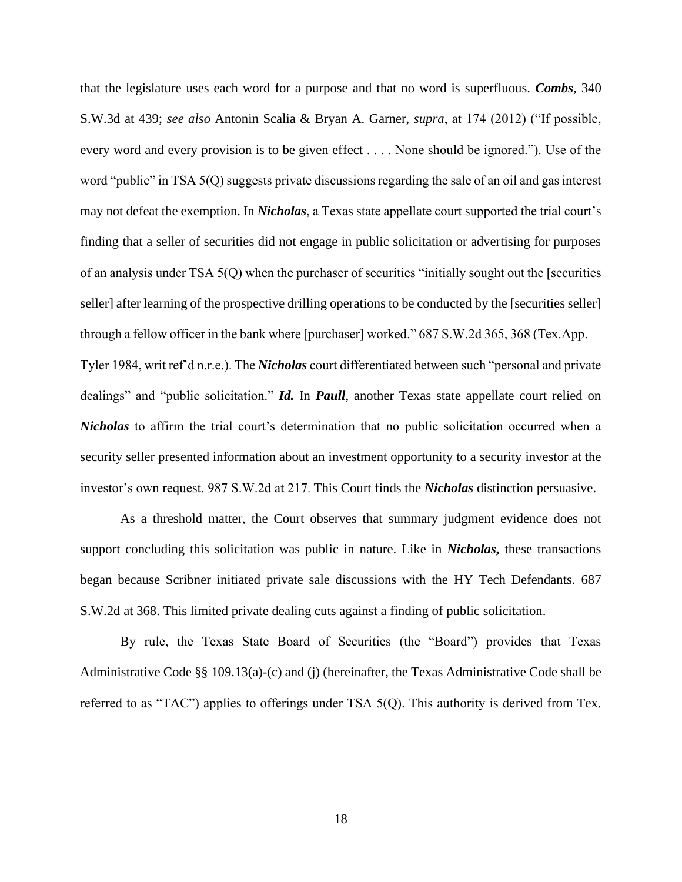that the legislature uses each word for a purpose and that no word is superfluous. ***Combs***, 340 S.W.3d at 439; *see also* Antonin Scalia & Bryan A. Garner, *supra*, at 174 (2012) ("If possible, every word and every provision is to be given effect . . . . None should be ignored."). Use of the word "public" in TSA 5(Q) suggests private discussions regarding the sale of an oil and gas interest may not defeat the exemption. In ***Nicholas***, a Texas state appellate court supported the trial court's finding that a seller of securities did not engage in public solicitation or advertising for purposes of an analysis under TSA 5(Q) when the purchaser of securities "initially sought out the [securities seller] after learning of the prospective drilling operations to be conducted by the [securities seller] through a fellow officer in the bank where [purchaser] worked." 687 S.W.2d 365, 368 (Tex.App.—Tyler 1984, writ ref'd n.r.e.). The ***Nicholas*** court differentiated between such "personal and private dealings" and "public solicitation." ***Id.*** In ***Paull***, another Texas state appellate court relied on ***Nicholas*** to affirm the trial court's determination that no public solicitation occurred when a security seller presented information about an investment opportunity to a security investor at the investor's own request. 987 S.W.2d at 217. This Court finds the ***Nicholas*** distinction persuasive.

As a threshold matter, the Court observes that summary judgment evidence does not support concluding this solicitation was public in nature. Like in ***Nicholas*,** these transactions began because Scribner initiated private sale discussions with the HY Tech Defendants. 687 S.W.2d at 368. This limited private dealing cuts against a finding of public solicitation.

By rule, the Texas State Board of Securities (the "Board") provides that Texas Administrative Code §§ 109.13(a)-(c) and (j) (hereinafter, the Texas Administrative Code shall be referred to as "TAC") applies to offerings under TSA 5(Q). This authority is derived from Tex.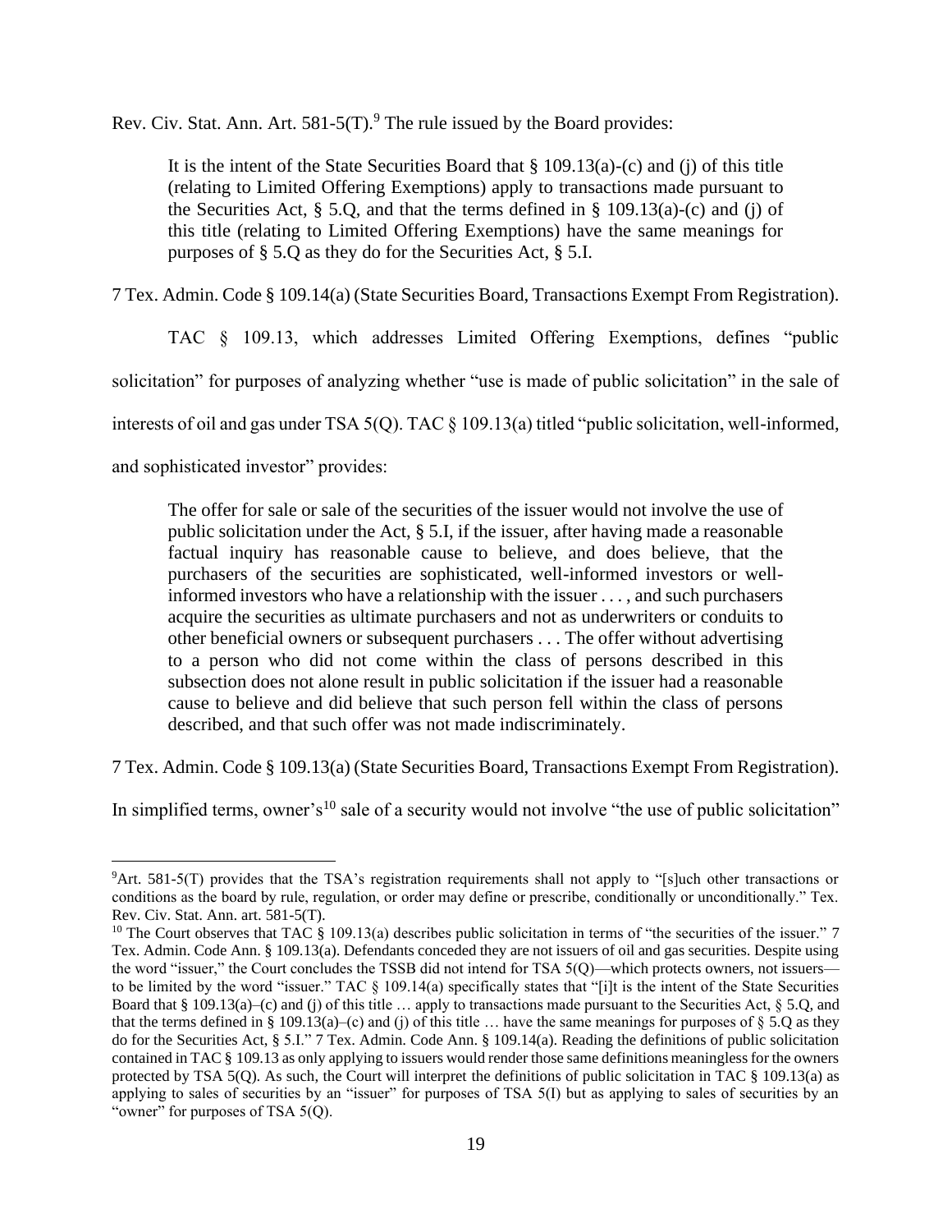Rev. Civ. Stat. Ann. Art. 581-5(T).[9] The rule issued by the Board provides:

> It is the intent of the State Securities Board that § 109.13(a)-(c) and (j) of this title (relating to Limited Offering Exemptions) apply to transactions made pursuant to the Securities Act, § 5.Q, and that the terms defined in § 109.13(a)-(c) and (j) of this title (relating to Limited Offering Exemptions) have the same meanings for purposes of § 5.Q as they do for the Securities Act, § 5.I.

7 Tex. Admin. Code § 109.14(a) (State Securities Board, Transactions Exempt From Registration).

TAC § 109.13, which addresses Limited Offering Exemptions, defines "public solicitation" for purposes of analyzing whether "use is made of public solicitation" in the sale of interests of oil and gas under TSA 5(Q). TAC § 109.13(a) titled "public solicitation, well-informed, and sophisticated investor" provides:

> The offer for sale or sale of the securities of the issuer would not involve the use of public solicitation under the Act, § 5.I, if the issuer, after having made a reasonable factual inquiry has reasonable cause to believe, and does believe, that the purchasers of the securities are sophisticated, well-informed investors or well-informed investors who have a relationship with the issuer . . . , and such purchasers acquire the securities as ultimate purchasers and not as underwriters or conduits to other beneficial owners or subsequent purchasers . . . The offer without advertising to a person who did not come within the class of persons described in this subsection does not alone result in public solicitation if the issuer had a reasonable cause to believe and did believe that such person fell within the class of persons described, and that such offer was not made indiscriminately.

7 Tex. Admin. Code § 109.13(a) (State Securities Board, Transactions Exempt From Registration).

In simplified terms, owner's[10] sale of a security would not involve "the use of public solicitation"

---

[9] Art. 581-5(T) provides that the TSA's registration requirements shall not apply to "[s]uch other transactions or conditions as the board by rule, regulation, or order may define or prescribe, conditionally or unconditionally." Tex. Rev. Civ. Stat. Ann. art. 581-5(T).

[10] The Court observes that TAC § 109.13(a) describes public solicitation in terms of "the securities of the issuer." 7 Tex. Admin. Code Ann. § 109.13(a). Defendants conceded they are not issuers of oil and gas securities. Despite using the word "issuer," the Court concludes the TSSB did not intend for TSA 5(Q)—which protects owners, not issuers—to be limited by the word "issuer." TAC § 109.14(a) specifically states that "[i]t is the intent of the State Securities Board that § 109.13(a)–(c) and (j) of this title … apply to transactions made pursuant to the Securities Act, § 5.Q, and that the terms defined in § 109.13(a)–(c) and (j) of this title … have the same meanings for purposes of § 5.Q as they do for the Securities Act, § 5.I." 7 Tex. Admin. Code Ann. § 109.14(a). Reading the definitions of public solicitation contained in TAC § 109.13 as only applying to issuers would render those same definitions meaningless for the owners protected by TSA 5(Q). As such, the Court will interpret the definitions of public solicitation in TAC § 109.13(a) as applying to sales of securities by an "issuer" for purposes of TSA 5(I) but as applying to sales of securities by an "owner" for purposes of TSA 5(Q).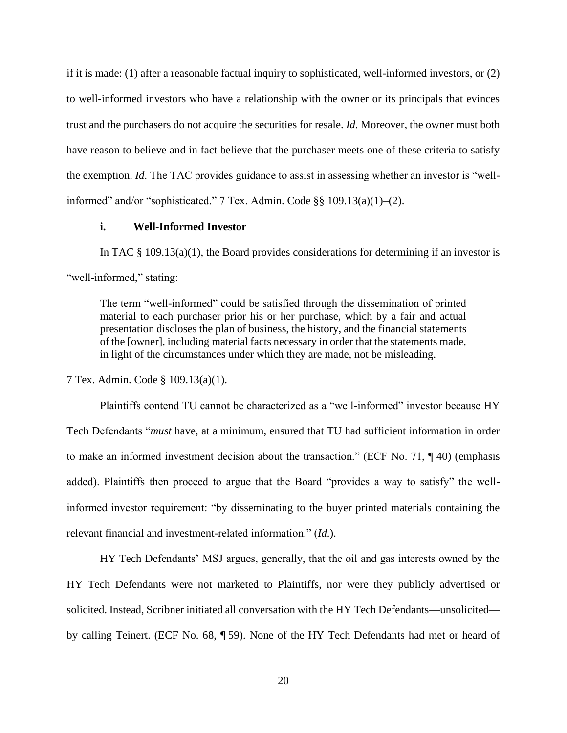if it is made: (1) after a reasonable factual inquiry to sophisticated, well-informed investors, or (2) to well-informed investors who have a relationship with the owner or its principals that evinces trust and the purchasers do not acquire the securities for resale. *Id*. Moreover, the owner must both have reason to believe and in fact believe that the purchaser meets one of these criteria to satisfy the exemption. *Id*. The TAC provides guidance to assist in assessing whether an investor is "well-informed" and/or "sophisticated." 7 Tex. Admin. Code §§ 109.13(a)(1)–(2).

### i. Well-Informed Investor

In TAC § 109.13(a)(1), the Board provides considerations for determining if an investor is "well-informed," stating:

> The term "well-informed" could be satisfied through the dissemination of printed material to each purchaser prior his or her purchase, which by a fair and actual presentation discloses the plan of business, the history, and the financial statements of the [owner], including material facts necessary in order that the statements made, in light of the circumstances under which they are made, not be misleading.

7 Tex. Admin. Code § 109.13(a)(1).

Plaintiffs contend TU cannot be characterized as a "well-informed" investor because HY Tech Defendants "*must* have, at a minimum, ensured that TU had sufficient information in order to make an informed investment decision about the transaction." (ECF No. 71, ¶ 40) (emphasis added). Plaintiffs then proceed to argue that the Board "provides a way to satisfy" the well-informed investor requirement: "by disseminating to the buyer printed materials containing the relevant financial and investment-related information." (*Id*.).

HY Tech Defendants' MSJ argues, generally, that the oil and gas interests owned by the HY Tech Defendants were not marketed to Plaintiffs, nor were they publicly advertised or solicited. Instead, Scribner initiated all conversation with the HY Tech Defendants—unsolicited—by calling Teinert. (ECF No. 68, ¶ 59). None of the HY Tech Defendants had met or heard of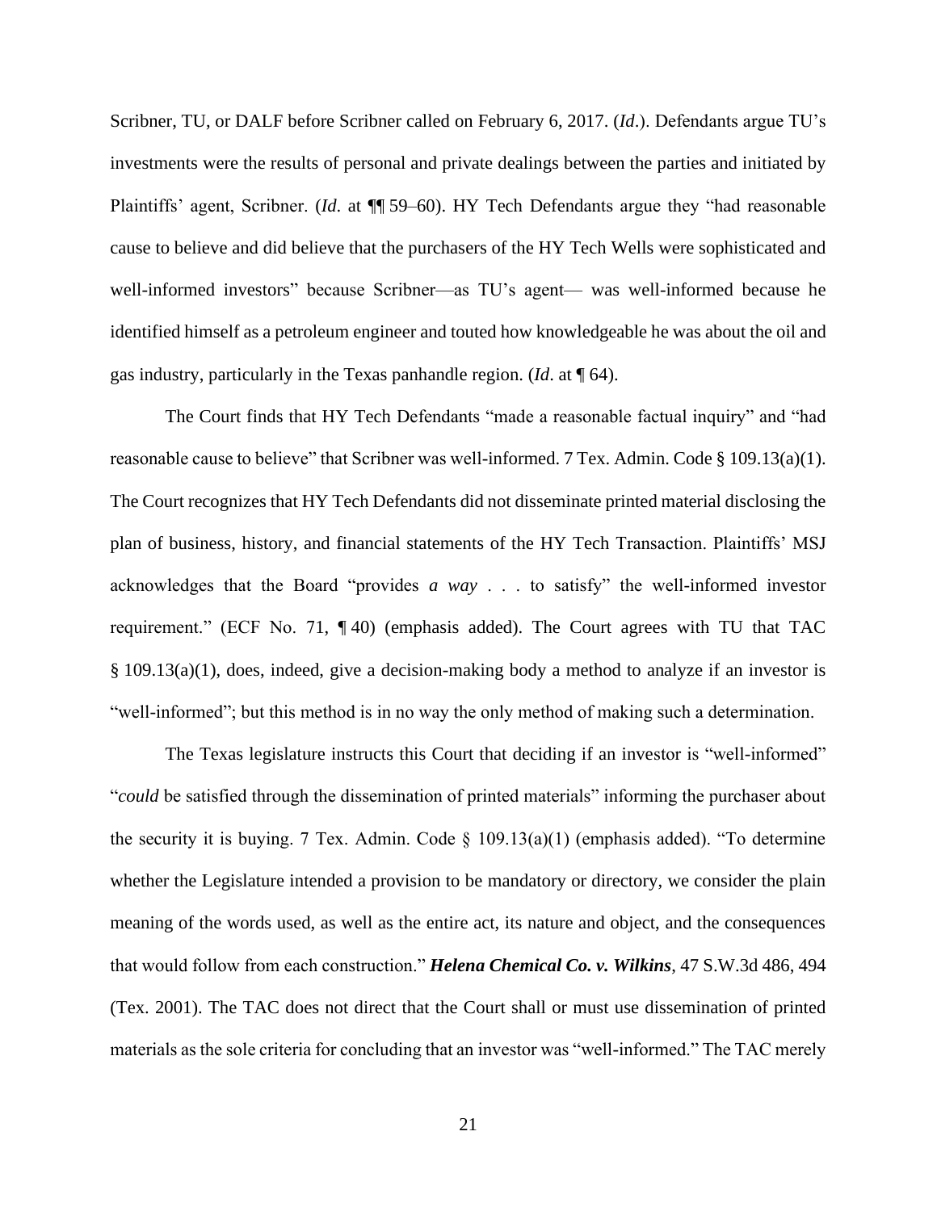Scribner, TU, or DALF before Scribner called on February 6, 2017. (*Id*.). Defendants argue TU's investments were the results of personal and private dealings between the parties and initiated by Plaintiffs' agent, Scribner. (*Id*. at ¶¶ 59–60). HY Tech Defendants argue they "had reasonable cause to believe and did believe that the purchasers of the HY Tech Wells were sophisticated and well-informed investors" because Scribner—as TU's agent— was well-informed because he identified himself as a petroleum engineer and touted how knowledgeable he was about the oil and gas industry, particularly in the Texas panhandle region. (*Id*. at ¶ 64).

The Court finds that HY Tech Defendants "made a reasonable factual inquiry" and "had reasonable cause to believe" that Scribner was well-informed. 7 Tex. Admin. Code § 109.13(a)(1). The Court recognizes that HY Tech Defendants did not disseminate printed material disclosing the plan of business, history, and financial statements of the HY Tech Transaction. Plaintiffs' MSJ acknowledges that the Board "provides *a way* . . . to satisfy" the well-informed investor requirement." (ECF No. 71, ¶ 40) (emphasis added). The Court agrees with TU that TAC § 109.13(a)(1), does, indeed, give a decision-making body a method to analyze if an investor is "well-informed"; but this method is in no way the only method of making such a determination.

The Texas legislature instructs this Court that deciding if an investor is "well-informed" "*could* be satisfied through the dissemination of printed materials" informing the purchaser about the security it is buying. 7 Tex. Admin. Code § 109.13(a)(1) (emphasis added). "To determine whether the Legislature intended a provision to be mandatory or directory, we consider the plain meaning of the words used, as well as the entire act, its nature and object, and the consequences that would follow from each construction." ***Helena Chemical Co. v. Wilkins***, 47 S.W.3d 486, 494 (Tex. 2001). The TAC does not direct that the Court shall or must use dissemination of printed materials as the sole criteria for concluding that an investor was "well-informed." The TAC merely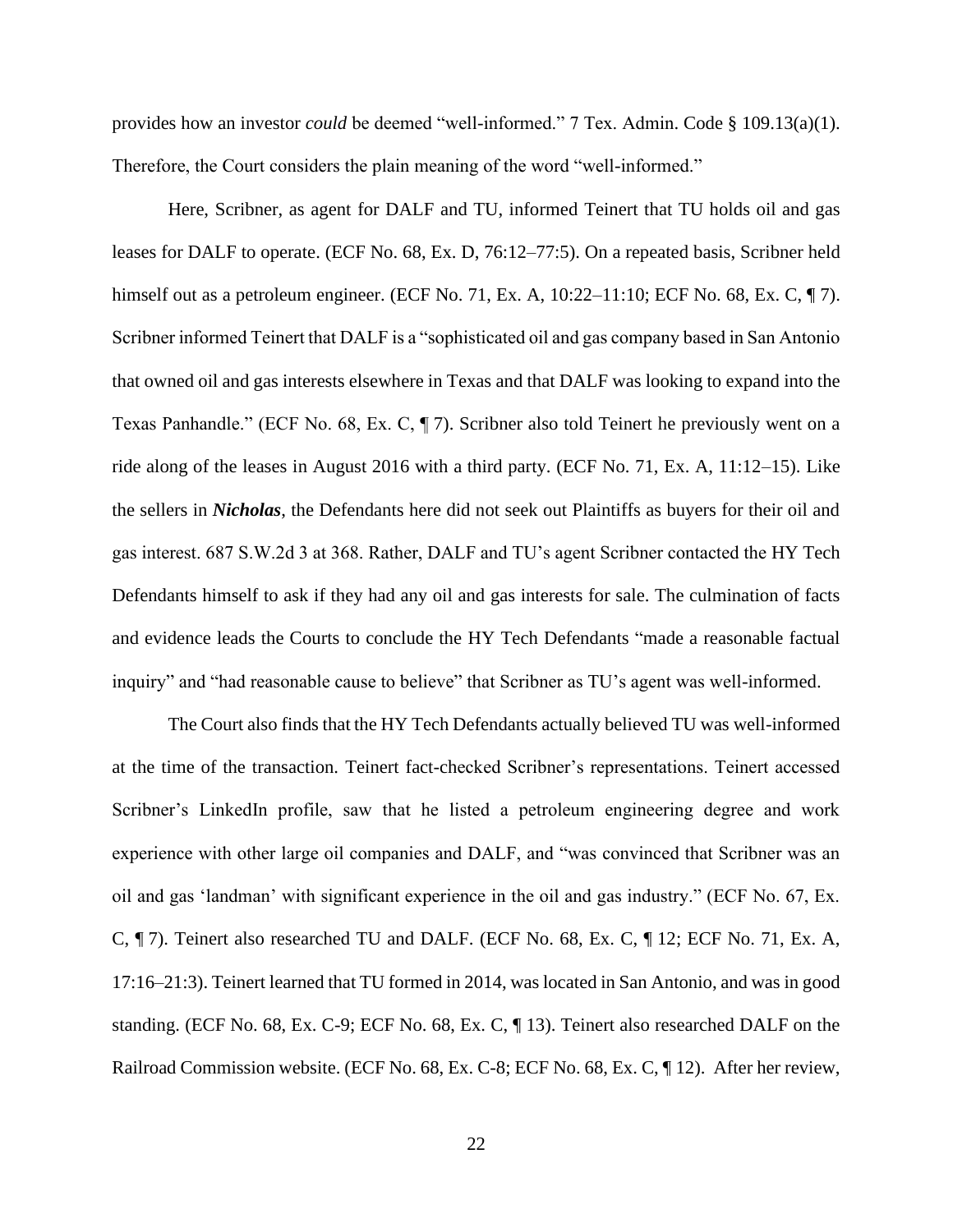provides how an investor *could* be deemed "well-informed." 7 Tex. Admin. Code § 109.13(a)(1). Therefore, the Court considers the plain meaning of the word "well-informed."

Here, Scribner, as agent for DALF and TU, informed Teinert that TU holds oil and gas leases for DALF to operate. (ECF No. 68, Ex. D, 76:12–77:5). On a repeated basis, Scribner held himself out as a petroleum engineer. (ECF No. 71, Ex. A, 10:22–11:10; ECF No. 68, Ex. C, ¶ 7). Scribner informed Teinert that DALF is a "sophisticated oil and gas company based in San Antonio that owned oil and gas interests elsewhere in Texas and that DALF was looking to expand into the Texas Panhandle." (ECF No. 68, Ex. C, ¶ 7). Scribner also told Teinert he previously went on a ride along of the leases in August 2016 with a third party. (ECF No. 71, Ex. A, 11:12–15). Like the sellers in ***Nicholas***, the Defendants here did not seek out Plaintiffs as buyers for their oil and gas interest. 687 S.W.2d 3 at 368. Rather, DALF and TU's agent Scribner contacted the HY Tech Defendants himself to ask if they had any oil and gas interests for sale. The culmination of facts and evidence leads the Courts to conclude the HY Tech Defendants "made a reasonable factual inquiry" and "had reasonable cause to believe" that Scribner as TU's agent was well-informed.

The Court also finds that the HY Tech Defendants actually believed TU was well-informed at the time of the transaction. Teinert fact-checked Scribner's representations. Teinert accessed Scribner's LinkedIn profile, saw that he listed a petroleum engineering degree and work experience with other large oil companies and DALF, and "was convinced that Scribner was an oil and gas 'landman' with significant experience in the oil and gas industry." (ECF No. 67, Ex. C, ¶ 7). Teinert also researched TU and DALF. (ECF No. 68, Ex. C, ¶ 12; ECF No. 71, Ex. A, 17:16–21:3). Teinert learned that TU formed in 2014, was located in San Antonio, and was in good standing. (ECF No. 68, Ex. C-9; ECF No. 68, Ex. C, ¶ 13). Teinert also researched DALF on the Railroad Commission website. (ECF No. 68, Ex. C-8; ECF No. 68, Ex. C, ¶ 12). After her review,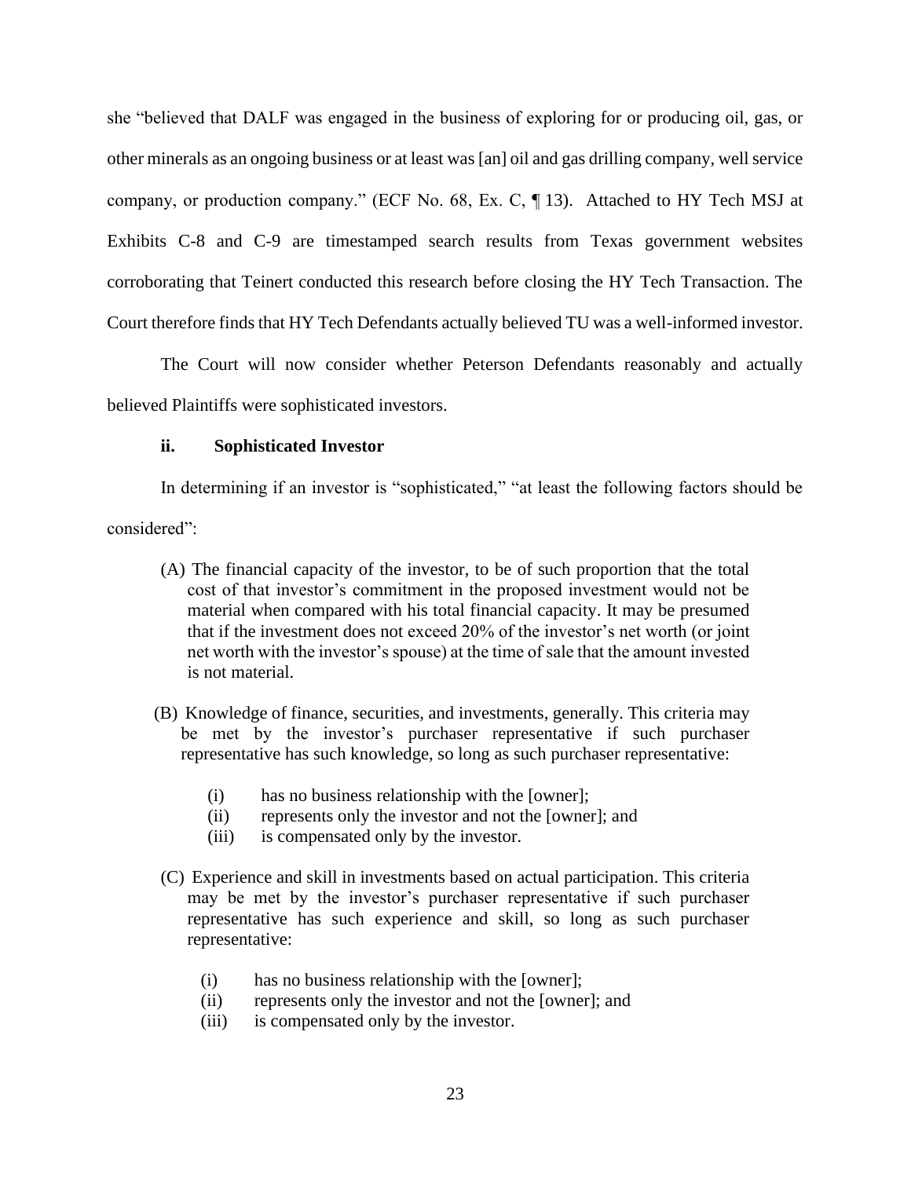she "believed that DALF was engaged in the business of exploring for or producing oil, gas, or other minerals as an ongoing business or at least was [an] oil and gas drilling company, well service company, or production company." (ECF No. 68, Ex. C, ¶ 13). Attached to HY Tech MSJ at Exhibits C-8 and C-9 are timestamped search results from Texas government websites corroborating that Teinert conducted this research before closing the HY Tech Transaction. The Court therefore finds that HY Tech Defendants actually believed TU was a well-informed investor.

The Court will now consider whether Peterson Defendants reasonably and actually believed Plaintiffs were sophisticated investors.

### ii. Sophisticated Investor

In determining if an investor is "sophisticated," "at least the following factors should be considered":

> (A) The financial capacity of the investor, to be of such proportion that the total cost of that investor's commitment in the proposed investment would not be material when compared with his total financial capacity. It may be presumed that if the investment does not exceed 20% of the investor's net worth (or joint net worth with the investor's spouse) at the time of sale that the amount invested is not material.
>
> (B) Knowledge of finance, securities, and investments, generally. This criteria may be met by the investor's purchaser representative if such purchaser representative has such knowledge, so long as such purchaser representative:
>
> (i) has no business relationship with the [owner];
> (ii) represents only the investor and not the [owner]; and
> (iii) is compensated only by the investor.
>
> (C) Experience and skill in investments based on actual participation. This criteria may be met by the investor's purchaser representative if such purchaser representative has such experience and skill, so long as such purchaser representative:
>
> (i) has no business relationship with the [owner];
> (ii) represents only the investor and not the [owner]; and
> (iii) is compensated only by the investor.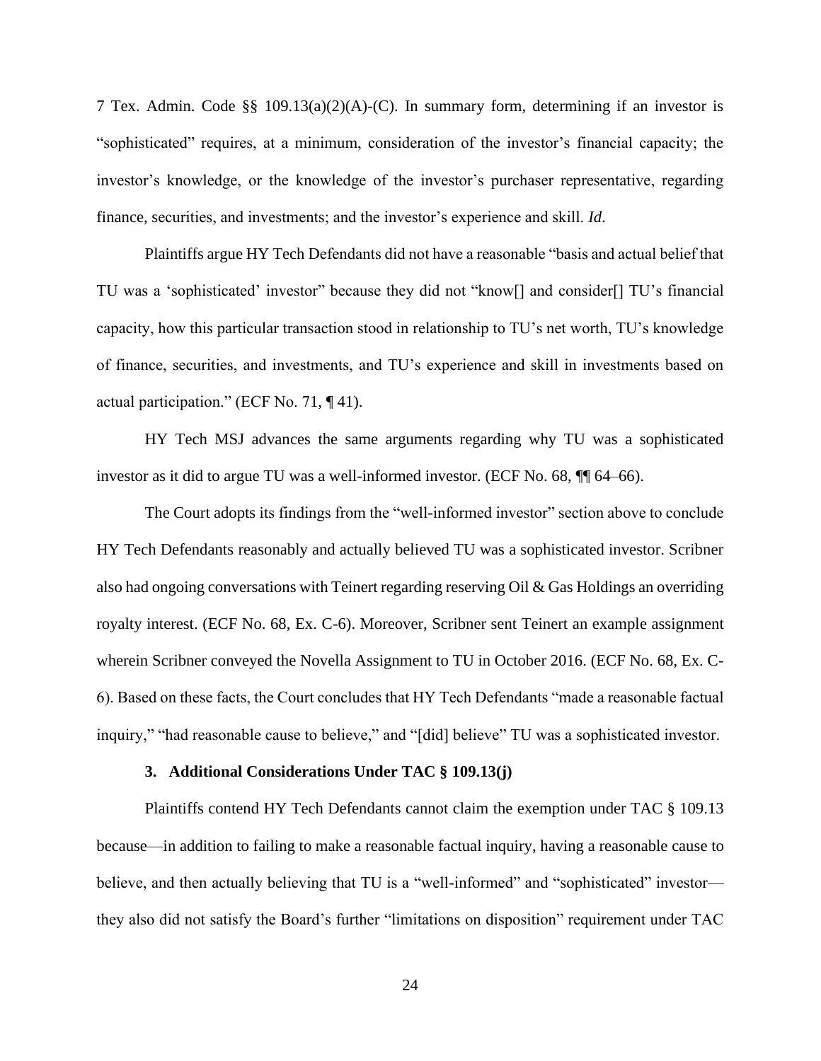7 Tex. Admin. Code §§ 109.13(a)(2)(A)-(C). In summary form, determining if an investor is "sophisticated" requires, at a minimum, consideration of the investor's financial capacity; the investor's knowledge, or the knowledge of the investor's purchaser representative, regarding finance, securities, and investments; and the investor's experience and skill. *Id.*

Plaintiffs argue HY Tech Defendants did not have a reasonable "basis and actual belief that TU was a 'sophisticated' investor" because they did not "know[] and consider[] TU's financial capacity, how this particular transaction stood in relationship to TU's net worth, TU's knowledge of finance, securities, and investments, and TU's experience and skill in investments based on actual participation." (ECF No. 71, ¶ 41).

HY Tech MSJ advances the same arguments regarding why TU was a sophisticated investor as it did to argue TU was a well-informed investor. (ECF No. 68, ¶¶ 64–66).

The Court adopts its findings from the "well-informed investor" section above to conclude HY Tech Defendants reasonably and actually believed TU was a sophisticated investor. Scribner also had ongoing conversations with Teinert regarding reserving Oil & Gas Holdings an overriding royalty interest. (ECF No. 68, Ex. C-6). Moreover, Scribner sent Teinert an example assignment wherein Scribner conveyed the Novella Assignment to TU in October 2016. (ECF No. 68, Ex. C-6). Based on these facts, the Court concludes that HY Tech Defendants "made a reasonable factual inquiry," "had reasonable cause to believe," and "[did] believe" TU was a sophisticated investor.

### 3. Additional Considerations Under TAC § 109.13(j)

Plaintiffs contend HY Tech Defendants cannot claim the exemption under TAC § 109.13 because—in addition to failing to make a reasonable factual inquiry, having a reasonable cause to believe, and then actually believing that TU is a "well-informed" and "sophisticated" investor—they also did not satisfy the Board's further "limitations on disposition" requirement under TAC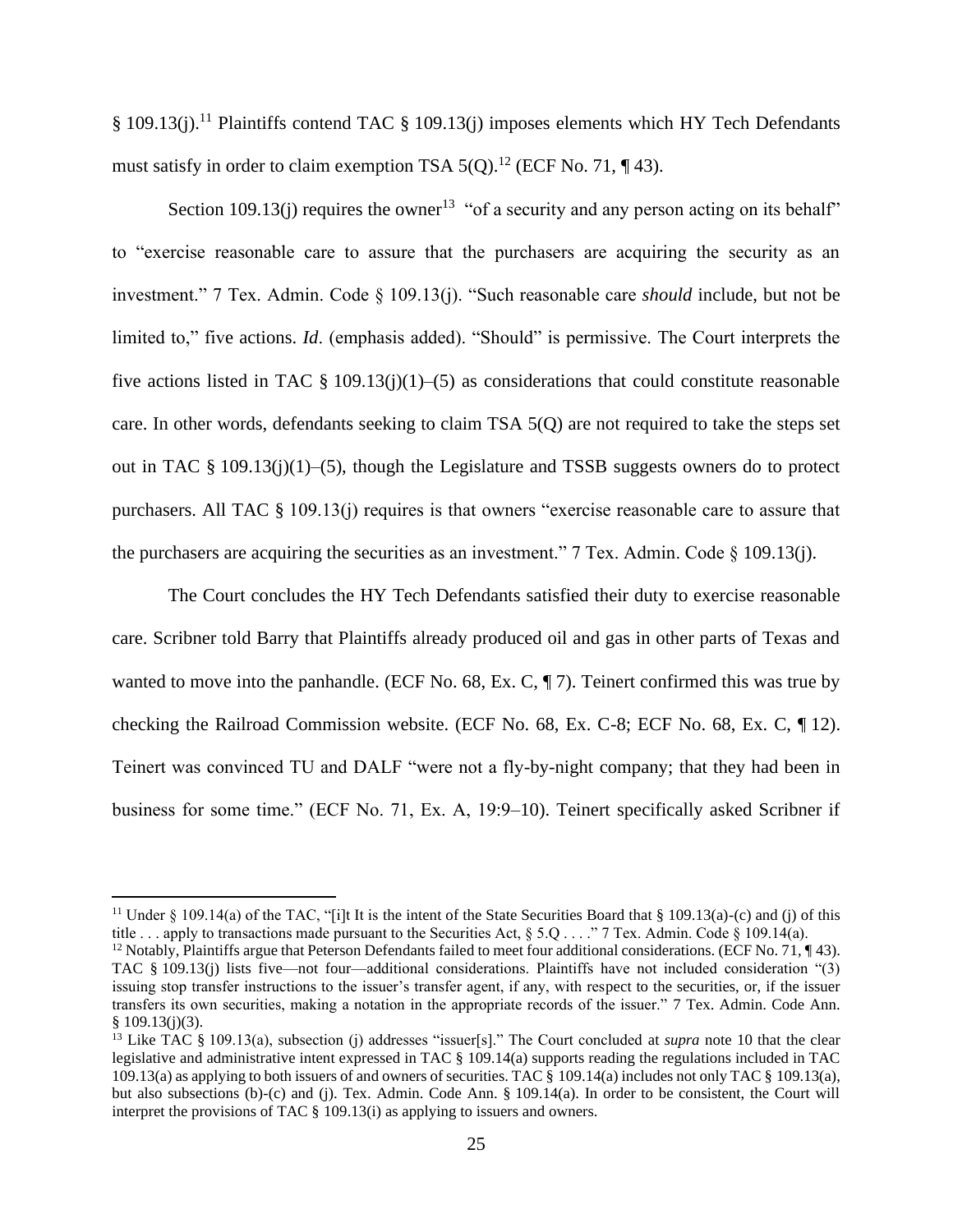§ 109.13(j).[11] Plaintiffs contend TAC § 109.13(j) imposes elements which HY Tech Defendants must satisfy in order to claim exemption TSA 5(Q).[12] (ECF No. 71, ¶ 43).

Section 109.13(j) requires the owner[13] "of a security and any person acting on its behalf" to "exercise reasonable care to assure that the purchasers are acquiring the security as an investment." 7 Tex. Admin. Code § 109.13(j). "Such reasonable care *should* include, but not be limited to," five actions. *Id*. (emphasis added). "Should" is permissive. The Court interprets the five actions listed in TAC § 109.13(j)(1)–(5) as considerations that could constitute reasonable care. In other words, defendants seeking to claim TSA 5(Q) are not required to take the steps set out in TAC § 109.13(j)(1)–(5), though the Legislature and TSSB suggests owners do to protect purchasers. All TAC § 109.13(j) requires is that owners "exercise reasonable care to assure that the purchasers are acquiring the securities as an investment." 7 Tex. Admin. Code § 109.13(j).

The Court concludes the HY Tech Defendants satisfied their duty to exercise reasonable care. Scribner told Barry that Plaintiffs already produced oil and gas in other parts of Texas and wanted to move into the panhandle. (ECF No. 68, Ex. C, ¶ 7). Teinert confirmed this was true by checking the Railroad Commission website. (ECF No. 68, Ex. C-8; ECF No. 68, Ex. C, ¶ 12). Teinert was convinced TU and DALF "were not a fly-by-night company; that they had been in business for some time." (ECF No. 71, Ex. A, 19:9–10). Teinert specifically asked Scribner if

---

[11] Under § 109.14(a) of the TAC, "[i]t It is the intent of the State Securities Board that § 109.13(a)-(c) and (j) of this title . . . apply to transactions made pursuant to the Securities Act, § 5.Q . . . ." 7 Tex. Admin. Code § 109.14(a).

[12] Notably, Plaintiffs argue that Peterson Defendants failed to meet four additional considerations. (ECF No. 71, ¶ 43). TAC § 109.13(j) lists five—not four—additional considerations. Plaintiffs have not included consideration "(3) issuing stop transfer instructions to the issuer's transfer agent, if any, with respect to the securities, or, if the issuer transfers its own securities, making a notation in the appropriate records of the issuer." 7 Tex. Admin. Code Ann. § 109.13(j)(3).

[13] Like TAC § 109.13(a), subsection (j) addresses "issuer[s]." The Court concluded at *supra* note 10 that the clear legislative and administrative intent expressed in TAC § 109.14(a) supports reading the regulations included in TAC 109.13(a) as applying to both issuers of and owners of securities. TAC § 109.14(a) includes not only TAC § 109.13(a), but also subsections (b)-(c) and (j). Tex. Admin. Code Ann. § 109.14(a). In order to be consistent, the Court will interpret the provisions of TAC § 109.13(i) as applying to issuers and owners.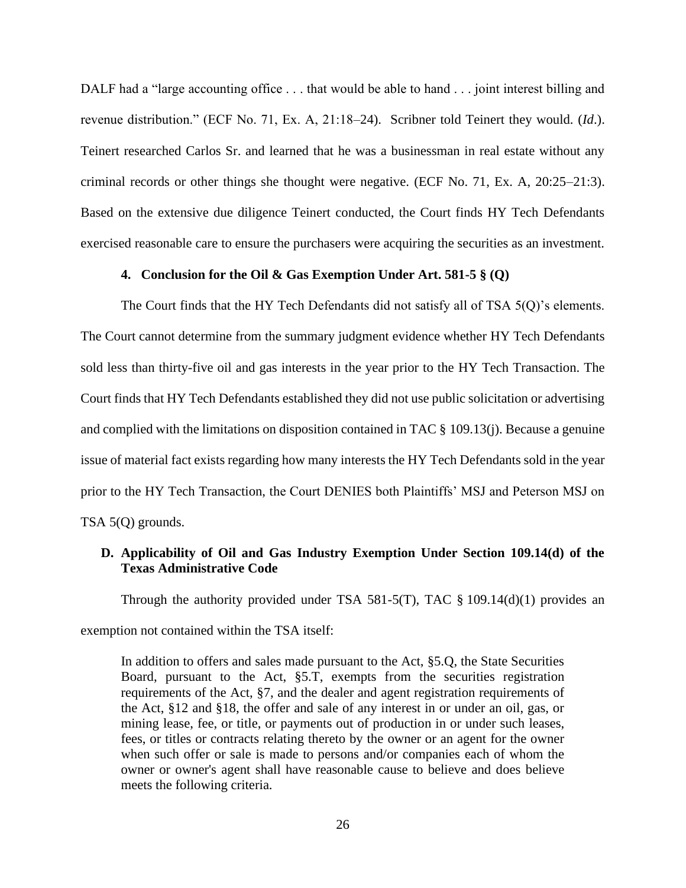DALF had a "large accounting office . . . that would be able to hand . . . joint interest billing and revenue distribution." (ECF No. 71, Ex. A, 21:18–24). Scribner told Teinert they would. (*Id*.). Teinert researched Carlos Sr. and learned that he was a businessman in real estate without any criminal records or other things she thought were negative. (ECF No. 71, Ex. A, 20:25–21:3). Based on the extensive due diligence Teinert conducted, the Court finds HY Tech Defendants exercised reasonable care to ensure the purchasers were acquiring the securities as an investment.

#### 4. Conclusion for the Oil & Gas Exemption Under Art. 581-5 § (Q)

The Court finds that the HY Tech Defendants did not satisfy all of TSA 5(Q)'s elements. The Court cannot determine from the summary judgment evidence whether HY Tech Defendants sold less than thirty-five oil and gas interests in the year prior to the HY Tech Transaction. The Court finds that HY Tech Defendants established they did not use public solicitation or advertising and complied with the limitations on disposition contained in TAC § 109.13(j). Because a genuine issue of material fact exists regarding how many interests the HY Tech Defendants sold in the year prior to the HY Tech Transaction, the Court DENIES both Plaintiffs' MSJ and Peterson MSJ on TSA 5(Q) grounds.

### D. Applicability of Oil and Gas Industry Exemption Under Section 109.14(d) of the Texas Administrative Code

Through the authority provided under TSA 581-5(T), TAC § 109.14(d)(1) provides an exemption not contained within the TSA itself:

> In addition to offers and sales made pursuant to the Act, §5.Q, the State Securities Board, pursuant to the Act, §5.T, exempts from the securities registration requirements of the Act, §7, and the dealer and agent registration requirements of the Act, §12 and §18, the offer and sale of any interest in or under an oil, gas, or mining lease, fee, or title, or payments out of production in or under such leases, fees, or titles or contracts relating thereto by the owner or an agent for the owner when such offer or sale is made to persons and/or companies each of whom the owner or owner's agent shall have reasonable cause to believe and does believe meets the following criteria.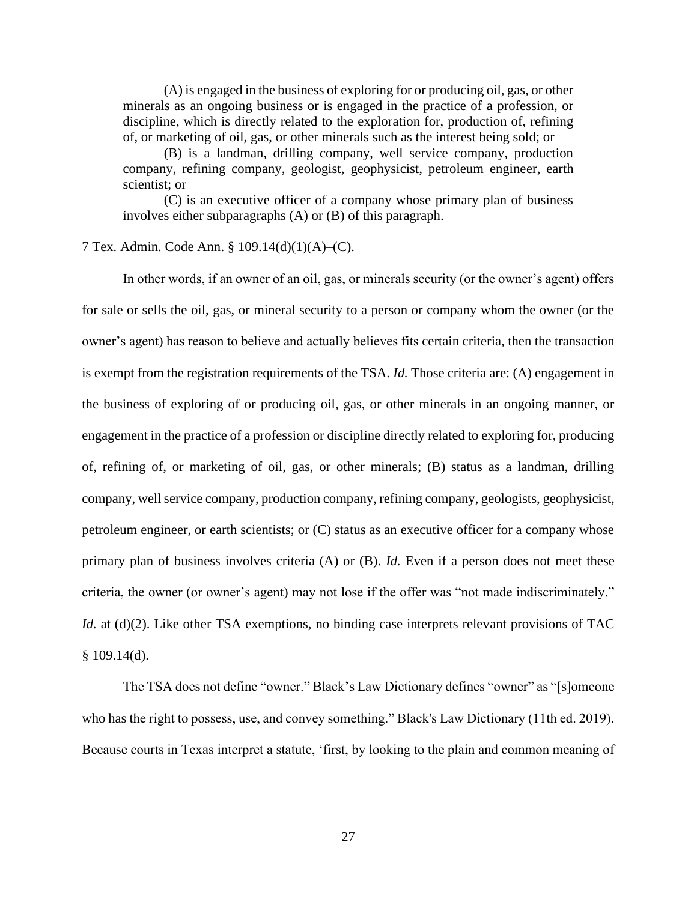> (A) is engaged in the business of exploring for or producing oil, gas, or other minerals as an ongoing business or is engaged in the practice of a profession, or discipline, which is directly related to the exploration for, production of, refining of, or marketing of oil, gas, or other minerals such as the interest being sold; or
>
> (B) is a landman, drilling company, well service company, production company, refining company, geologist, geophysicist, petroleum engineer, earth scientist; or
>
> (C) is an executive officer of a company whose primary plan of business involves either subparagraphs (A) or (B) of this paragraph.

7 Tex. Admin. Code Ann. § 109.14(d)(1)(A)–(C).

In other words, if an owner of an oil, gas, or minerals security (or the owner's agent) offers for sale or sells the oil, gas, or mineral security to a person or company whom the owner (or the owner's agent) has reason to believe and actually believes fits certain criteria, then the transaction is exempt from the registration requirements of the TSA. *Id.* Those criteria are: (A) engagement in the business of exploring of or producing oil, gas, or other minerals in an ongoing manner, or engagement in the practice of a profession or discipline directly related to exploring for, producing of, refining of, or marketing of oil, gas, or other minerals; (B) status as a landman, drilling company, well service company, production company, refining company, geologists, geophysicist, petroleum engineer, or earth scientists; or (C) status as an executive officer for a company whose primary plan of business involves criteria (A) or (B). *Id.* Even if a person does not meet these criteria, the owner (or owner's agent) may not lose if the offer was "not made indiscriminately." *Id.* at (d)(2). Like other TSA exemptions, no binding case interprets relevant provisions of TAC § 109.14(d).

The TSA does not define "owner." Black's Law Dictionary defines "owner" as "[s]omeone who has the right to possess, use, and convey something." Black's Law Dictionary (11th ed. 2019). Because courts in Texas interpret a statute, 'first, by looking to the plain and common meaning of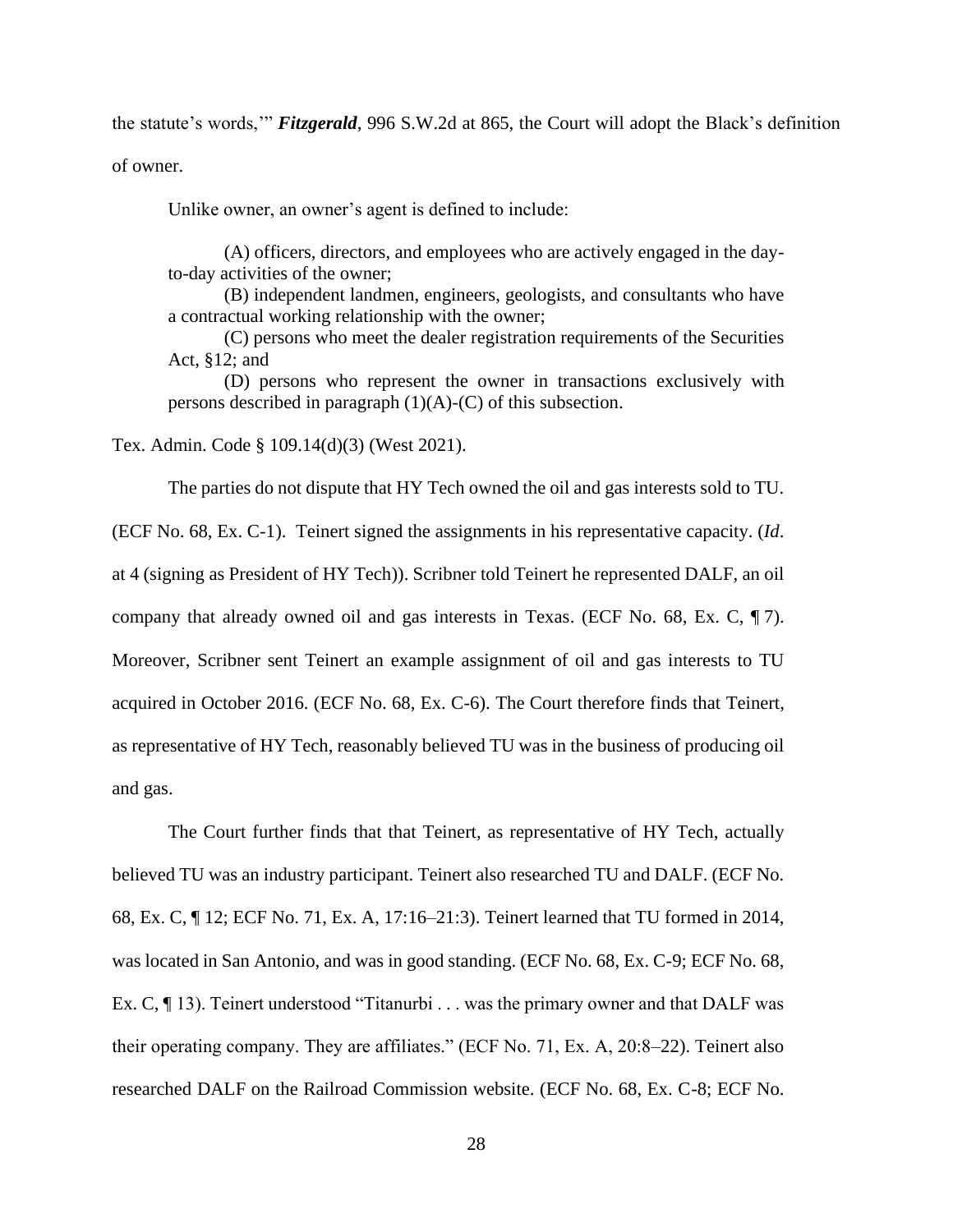the statute's words,'" ***Fitzgerald***, 996 S.W.2d at 865, the Court will adopt the Black's definition of owner.

Unlike owner, an owner's agent is defined to include:

> (A) officers, directors, and employees who are actively engaged in the day-to-day activities of the owner;
>
> (B) independent landmen, engineers, geologists, and consultants who have a contractual working relationship with the owner;
>
> (C) persons who meet the dealer registration requirements of the Securities Act, §12; and
>
> (D) persons who represent the owner in transactions exclusively with persons described in paragraph (1)(A)-(C) of this subsection.

Tex. Admin. Code § 109.14(d)(3) (West 2021).

The parties do not dispute that HY Tech owned the oil and gas interests sold to TU. (ECF No. 68, Ex. C-1). Teinert signed the assignments in his representative capacity. (*Id*. at 4 (signing as President of HY Tech)). Scribner told Teinert he represented DALF, an oil company that already owned oil and gas interests in Texas. (ECF No. 68, Ex. C, ¶ 7). Moreover, Scribner sent Teinert an example assignment of oil and gas interests to TU acquired in October 2016. (ECF No. 68, Ex. C-6). The Court therefore finds that Teinert, as representative of HY Tech, reasonably believed TU was in the business of producing oil and gas.

The Court further finds that that Teinert, as representative of HY Tech, actually believed TU was an industry participant. Teinert also researched TU and DALF. (ECF No. 68, Ex. C, ¶ 12; ECF No. 71, Ex. A, 17:16–21:3). Teinert learned that TU formed in 2014, was located in San Antonio, and was in good standing. (ECF No. 68, Ex. C-9; ECF No. 68, Ex. C, ¶ 13). Teinert understood "Titanurbi . . . was the primary owner and that DALF was their operating company. They are affiliates." (ECF No. 71, Ex. A, 20:8–22). Teinert also researched DALF on the Railroad Commission website. (ECF No. 68, Ex. C-8; ECF No.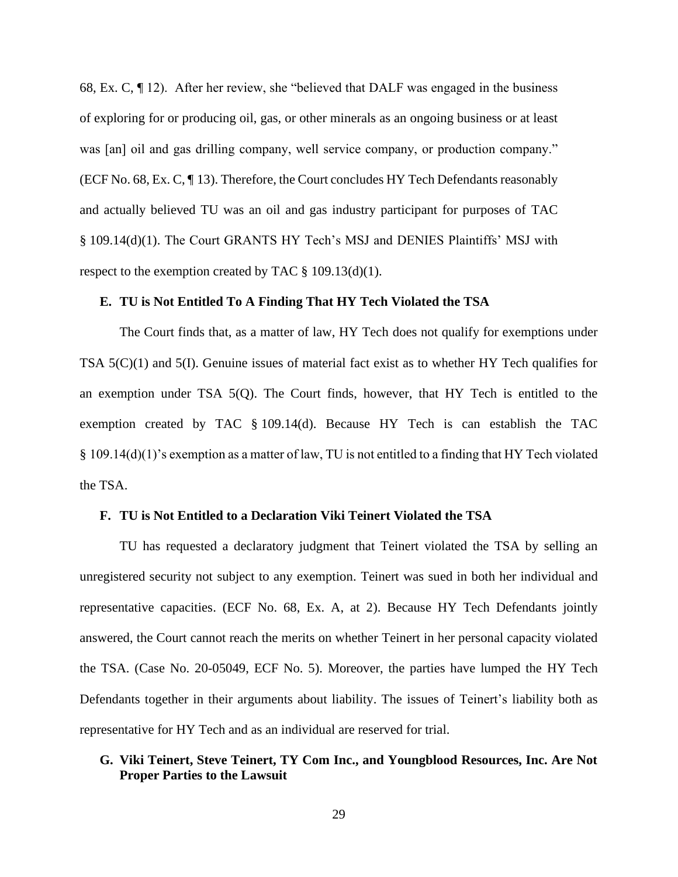68, Ex. C, ¶ 12). After her review, she "believed that DALF was engaged in the business of exploring for or producing oil, gas, or other minerals as an ongoing business or at least was [an] oil and gas drilling company, well service company, or production company." (ECF No. 68, Ex. C, ¶ 13). Therefore, the Court concludes HY Tech Defendants reasonably and actually believed TU was an oil and gas industry participant for purposes of TAC § 109.14(d)(1). The Court GRANTS HY Tech's MSJ and DENIES Plaintiffs' MSJ with respect to the exemption created by TAC § 109.13(d)(1).

### E. TU is Not Entitled To A Finding That HY Tech Violated the TSA

The Court finds that, as a matter of law, HY Tech does not qualify for exemptions under TSA 5(C)(1) and 5(I). Genuine issues of material fact exist as to whether HY Tech qualifies for an exemption under TSA 5(Q). The Court finds, however, that HY Tech is entitled to the exemption created by TAC § 109.14(d). Because HY Tech is can establish the TAC § 109.14(d)(1)'s exemption as a matter of law, TU is not entitled to a finding that HY Tech violated the TSA.

### F. TU is Not Entitled to a Declaration Viki Teinert Violated the TSA

TU has requested a declaratory judgment that Teinert violated the TSA by selling an unregistered security not subject to any exemption. Teinert was sued in both her individual and representative capacities. (ECF No. 68, Ex. A, at 2). Because HY Tech Defendants jointly answered, the Court cannot reach the merits on whether Teinert in her personal capacity violated the TSA. (Case No. 20-05049, ECF No. 5). Moreover, the parties have lumped the HY Tech Defendants together in their arguments about liability. The issues of Teinert's liability both as representative for HY Tech and as an individual are reserved for trial.

### G. Viki Teinert, Steve Teinert, TY Com Inc., and Youngblood Resources, Inc. Are Not Proper Parties to the Lawsuit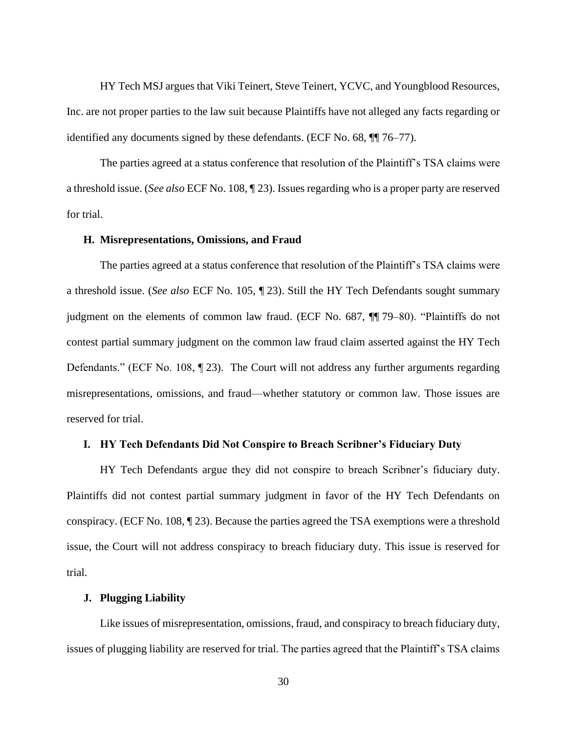HY Tech MSJ argues that Viki Teinert, Steve Teinert, YCVC, and Youngblood Resources, Inc. are not proper parties to the law suit because Plaintiffs have not alleged any facts regarding or identified any documents signed by these defendants. (ECF No. 68, ¶¶ 76–77).

The parties agreed at a status conference that resolution of the Plaintiff's TSA claims were a threshold issue. (*See also* ECF No. 108, ¶ 23). Issues regarding who is a proper party are reserved for trial.

### H. Misrepresentations, Omissions, and Fraud

The parties agreed at a status conference that resolution of the Plaintiff's TSA claims were a threshold issue. (*See also* ECF No. 105, ¶ 23). Still the HY Tech Defendants sought summary judgment on the elements of common law fraud. (ECF No. 687, ¶¶ 79–80). "Plaintiffs do not contest partial summary judgment on the common law fraud claim asserted against the HY Tech Defendants." (ECF No. 108, ¶ 23). The Court will not address any further arguments regarding misrepresentations, omissions, and fraud—whether statutory or common law. Those issues are reserved for trial.

### I. HY Tech Defendants Did Not Conspire to Breach Scribner's Fiduciary Duty

HY Tech Defendants argue they did not conspire to breach Scribner's fiduciary duty. Plaintiffs did not contest partial summary judgment in favor of the HY Tech Defendants on conspiracy. (ECF No. 108, ¶ 23). Because the parties agreed the TSA exemptions were a threshold issue, the Court will not address conspiracy to breach fiduciary duty. This issue is reserved for trial.

### J. Plugging Liability

Like issues of misrepresentation, omissions, fraud, and conspiracy to breach fiduciary duty, issues of plugging liability are reserved for trial. The parties agreed that the Plaintiff's TSA claims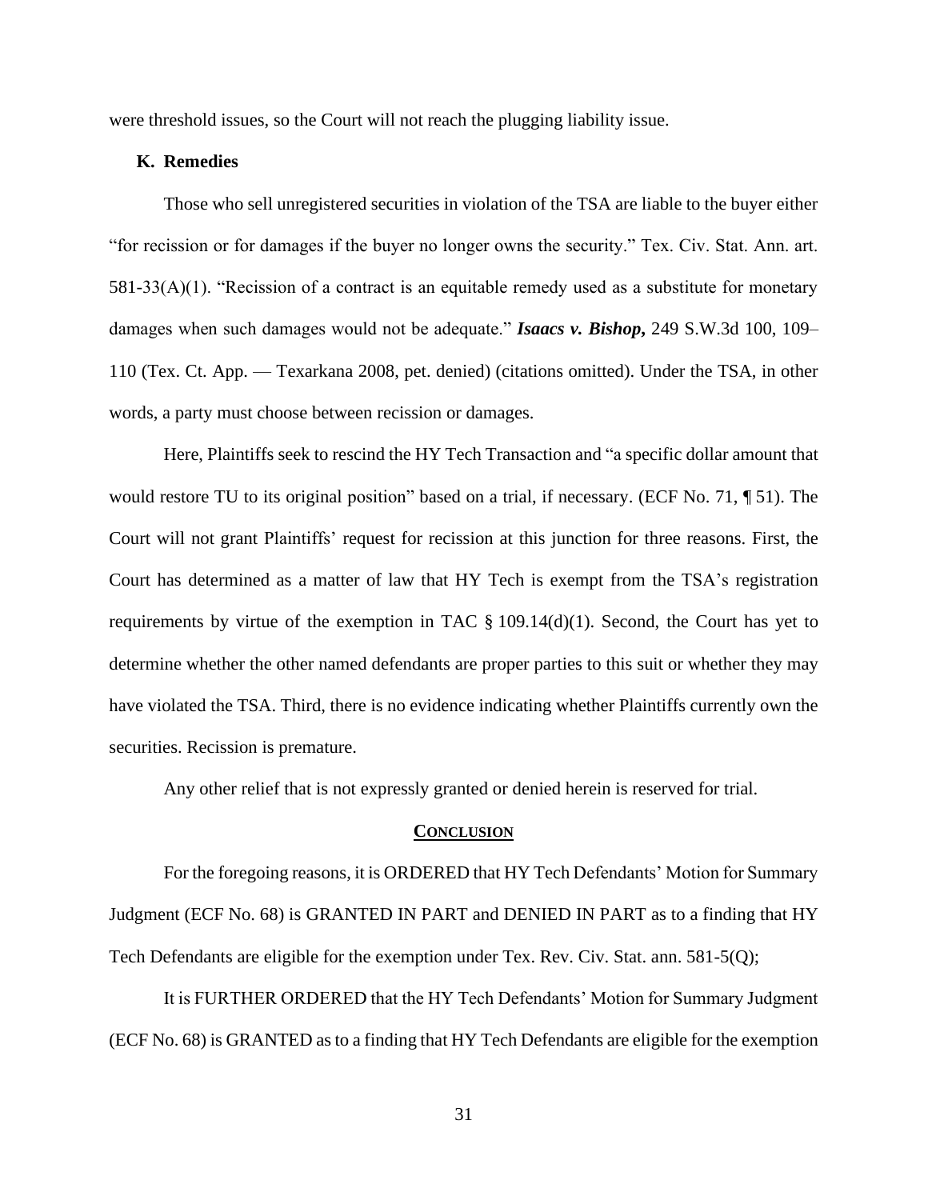were threshold issues, so the Court will not reach the plugging liability issue.

### K. Remedies

Those who sell unregistered securities in violation of the TSA are liable to the buyer either "for recission or for damages if the buyer no longer owns the security." Tex. Civ. Stat. Ann. art. 581-33(A)(1). "Recission of a contract is an equitable remedy used as a substitute for monetary damages when such damages would not be adequate." ***Isaacs v. Bishop,*** 249 S.W.3d 100, 109–110 (Tex. Ct. App. — Texarkana 2008, pet. denied) (citations omitted). Under the TSA, in other words, a party must choose between recission or damages.

Here, Plaintiffs seek to rescind the HY Tech Transaction and "a specific dollar amount that would restore TU to its original position" based on a trial, if necessary. (ECF No. 71, ¶ 51). The Court will not grant Plaintiffs' request for recission at this junction for three reasons. First, the Court has determined as a matter of law that HY Tech is exempt from the TSA's registration requirements by virtue of the exemption in TAC § 109.14(d)(1). Second, the Court has yet to determine whether the other named defendants are proper parties to this suit or whether they may have violated the TSA. Third, there is no evidence indicating whether Plaintiffs currently own the securities. Recission is premature.

Any other relief that is not expressly granted or denied herein is reserved for trial.

## CONCLUSION

For the foregoing reasons, it is ORDERED that HY Tech Defendants' Motion for Summary Judgment (ECF No. 68) is GRANTED IN PART and DENIED IN PART as to a finding that HY Tech Defendants are eligible for the exemption under Tex. Rev. Civ. Stat. ann. 581-5(Q);

It is FURTHER ORDERED that the HY Tech Defendants' Motion for Summary Judgment (ECF No. 68) is GRANTED as to a finding that HY Tech Defendants are eligible for the exemption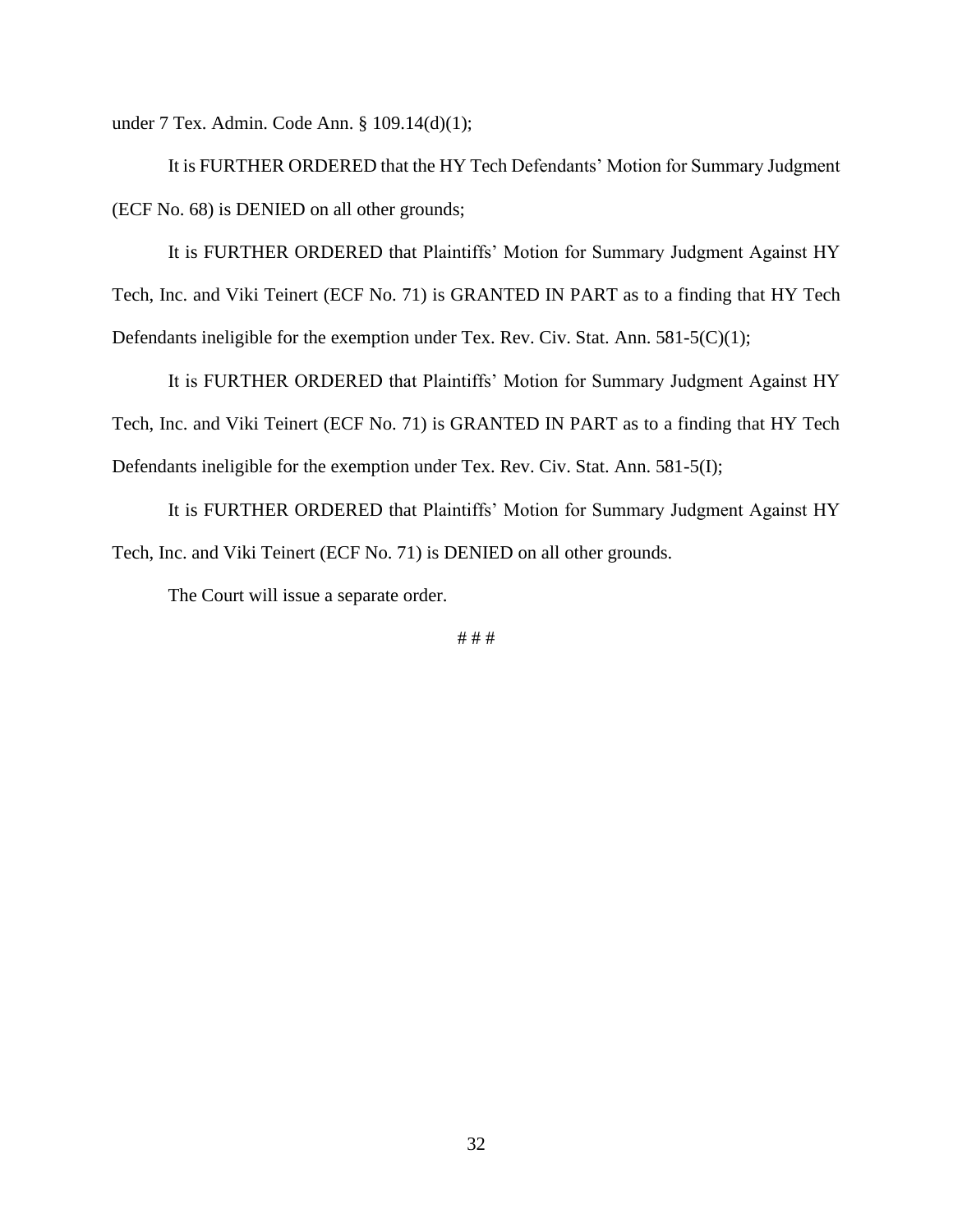under 7 Tex. Admin. Code Ann. § 109.14(d)(1);

It is FURTHER ORDERED that the HY Tech Defendants' Motion for Summary Judgment (ECF No. 68) is DENIED on all other grounds;

It is FURTHER ORDERED that Plaintiffs' Motion for Summary Judgment Against HY Tech, Inc. and Viki Teinert (ECF No. 71) is GRANTED IN PART as to a finding that HY Tech Defendants ineligible for the exemption under Tex. Rev. Civ. Stat. Ann. 581-5(C)(1);

It is FURTHER ORDERED that Plaintiffs' Motion for Summary Judgment Against HY Tech, Inc. and Viki Teinert (ECF No. 71) is GRANTED IN PART as to a finding that HY Tech Defendants ineligible for the exemption under Tex. Rev. Civ. Stat. Ann. 581-5(I);

It is FURTHER ORDERED that Plaintiffs' Motion for Summary Judgment Against HY Tech, Inc. and Viki Teinert (ECF No. 71) is DENIED on all other grounds.

The Court will issue a separate order.

# # #